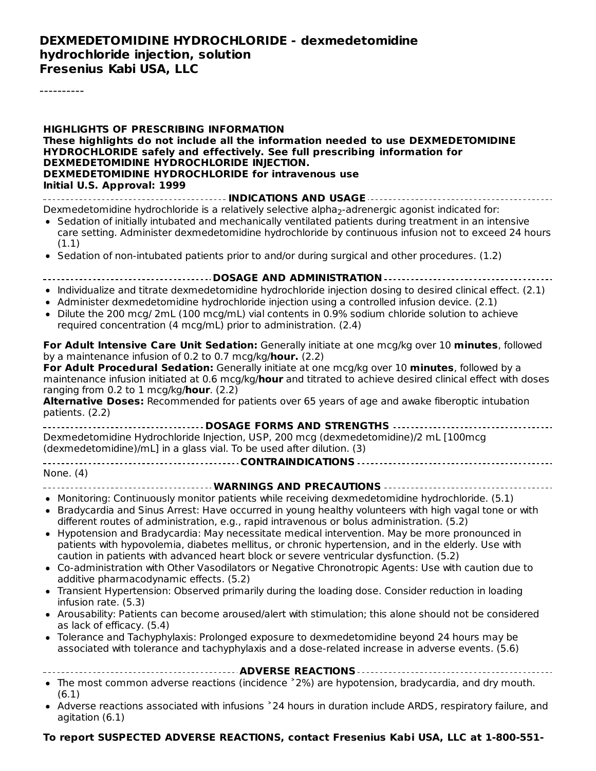# DEXMEDETOMIDINE HYDROCHLORIDE - dexmedetomidine hydrochloride injection, solution

**Fresenius Kabi USA, LLC**

----------

**HIGHLIGHTS OF PRESCRIBING INFORMATION**

**These highlights do not include all the information needed to use DEXMEDETOMIDINE HYDROCHLORIDE safely and effectively. See full prescribing information for DEXMEDETOMIDINE HYDROCHLORIDE INJECTION.**

**DEXMEDETOMIDINE HYDROCHLORIDE for intravenous use**

**Initial U.S. Approval: 1999**

## INDICATIONS AND USAGE

Dexmedetomidine hydrochloride is a relatively selective $alpha_2$-adrenergic agonist indicated for:

- Sedation of initially intubated and mechanically ventilated patients during treatment in an intensive care setting. Administer dexmedetomidine hydrochloride by continuous infusion not to exceed 24 hours (1.1)
- Sedation of non-intubated patients prior to and/or during surgical and other procedures. (1.2)

## DOSAGE AND ADMINISTRATION

- Individualize and titrate dexmedetomidine hydrochloride injection dosing to desired clinical effect. (2.1)
- Administer dexmedetomidine hydrochloride injection using a controlled infusion device. (2.1)
- Dilute the 200 mcg/ 2mL (100 mcg/mL) vial contents in 0.9% sodium chloride solution to achieve required concentration (4 mcg/mL) prior to administration. (2.4)

**For Adult Intensive Care Unit Sedation:** Generally initiate at one mcg/kg over 10 **minutes**, followed by a maintenance infusion of 0.2 to 0.7 mcg/kg/**hour.** (2.2)

**For Adult Procedural Sedation:** Generally initiate at one mcg/kg over 10 **minutes**, followed by a maintenance infusion initiated at 0.6 mcg/kg/**hour** and titrated to achieve desired clinical effect with doses ranging from 0.2 to 1 mcg/kg/**hour**. (2.2)

**Alternative Doses:** Recommended for patients over 65 years of age and awake fiberoptic intubation patients. (2.2)

## DOSAGE FORMS AND STRENGTHS

Dexmedetomidine Hydrochloride Injection, USP, 200 mcg (dexmedetomidine)/2 mL [100mcg (dexmedetomidine)/mL] in a glass vial. To be used after dilution. (3)

## CONTRAINDICATIONS

None. (4)

## WARNINGS AND PRECAUTIONS

- Monitoring: Continuously monitor patients while receiving dexmedetomidine hydrochloride. (5.1)
- Bradycardia and Sinus Arrest: Have occurred in young healthy volunteers with high vagal tone or with different routes of administration, e.g., rapid intravenous or bolus administration. (5.2)
- Hypotension and Bradycardia: May necessitate medical intervention. May be more pronounced in patients with hypovolemia, diabetes mellitus, or chronic hypertension, and in the elderly. Use with caution in patients with advanced heart block or severe ventricular dysfunction. (5.2)
- Co-administration with Other Vasodilators or Negative Chronotropic Agents: Use with caution due to additive pharmacodynamic effects. (5.2)
- Transient Hypertension: Observed primarily during the loading dose. Consider reduction in loading infusion rate. (5.3)
- Arousability: Patients can become aroused/alert with stimulation; this alone should not be considered as lack of efficacy. (5.4)
- Tolerance and Tachyphylaxis: Prolonged exposure to dexmedetomidine beyond 24 hours may be associated with tolerance and tachyphylaxis and a dose-related increase in adverse events. (5.6)

## ADVERSE REACTIONS

- The most common adverse reactions (incidence ˃2%) are hypotension, bradycardia, and dry mouth. (6.1)
- Adverse reactions associated with infusions ˃24 hours in duration include ARDS, respiratory failure, and agitation (6.1)

**To report SUSPECTED ADVERSE REACTIONS, contact Fresenius Kabi USA, LLC at 1-800-551-**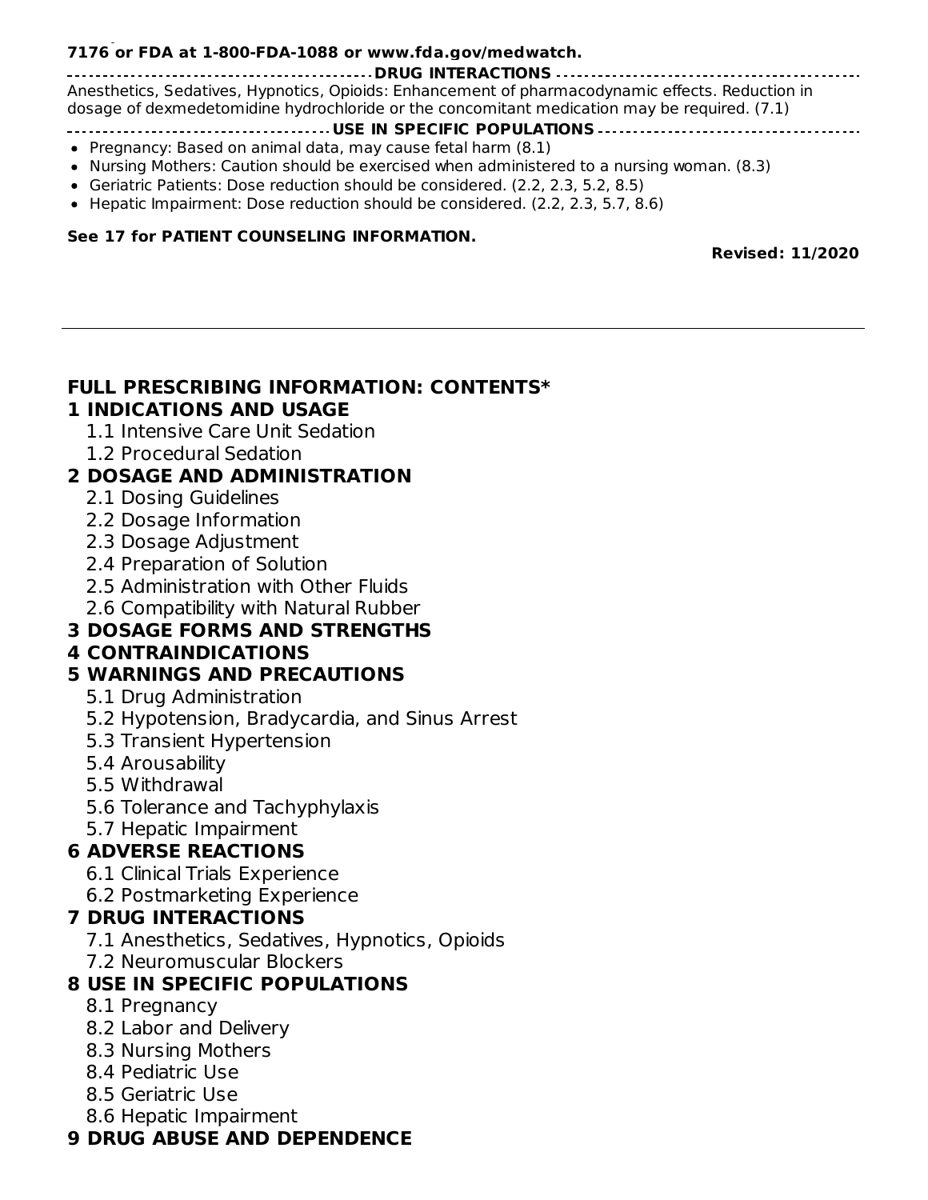**7176 or FDA at 1-800-FDA-1088 or www.fda.gov/medwatch.**

**DRUG INTERACTIONS**

Anesthetics, Sedatives, Hypnotics, Opioids: Enhancement of pharmacodynamic effects. Reduction in dosage of dexmedetomidine hydrochloride or the concomitant medication may be required. (7.1)

**USE IN SPECIFIC POPULATIONS**

- Pregnancy: Based on animal data, may cause fetal harm (8.1)
- Nursing Mothers: Caution should be exercised when administered to a nursing woman. (8.3)
- Geriatric Patients: Dose reduction should be considered. (2.2, 2.3, 5.2, 8.5)
- Hepatic Impairment: Dose reduction should be considered. (2.2, 2.3, 5.7, 8.6)

**See 17 for PATIENT COUNSELING INFORMATION.**

**Revised: 11/2020**

---

## FULL PRESCRIBING INFORMATION: CONTENTS*

**1 INDICATIONS AND USAGE**
- 1.1 Intensive Care Unit Sedation
- 1.2 Procedural Sedation

**2 DOSAGE AND ADMINISTRATION**
- 2.1 Dosing Guidelines
- 2.2 Dosage Information
- 2.3 Dosage Adjustment
- 2.4 Preparation of Solution
- 2.5 Administration with Other Fluids
- 2.6 Compatibility with Natural Rubber

**3 DOSAGE FORMS AND STRENGTHS**

**4 CONTRAINDICATIONS**

**5 WARNINGS AND PRECAUTIONS**
- 5.1 Drug Administration
- 5.2 Hypotension, Bradycardia, and Sinus Arrest
- 5.3 Transient Hypertension
- 5.4 Arousability
- 5.5 Withdrawal
- 5.6 Tolerance and Tachyphylaxis
- 5.7 Hepatic Impairment

**6 ADVERSE REACTIONS**
- 6.1 Clinical Trials Experience
- 6.2 Postmarketing Experience

**7 DRUG INTERACTIONS**
- 7.1 Anesthetics, Sedatives, Hypnotics, Opioids
- 7.2 Neuromuscular Blockers

**8 USE IN SPECIFIC POPULATIONS**
- 8.1 Pregnancy
- 8.2 Labor and Delivery
- 8.3 Nursing Mothers
- 8.4 Pediatric Use
- 8.5 Geriatric Use
- 8.6 Hepatic Impairment

**9 DRUG ABUSE AND DEPENDENCE**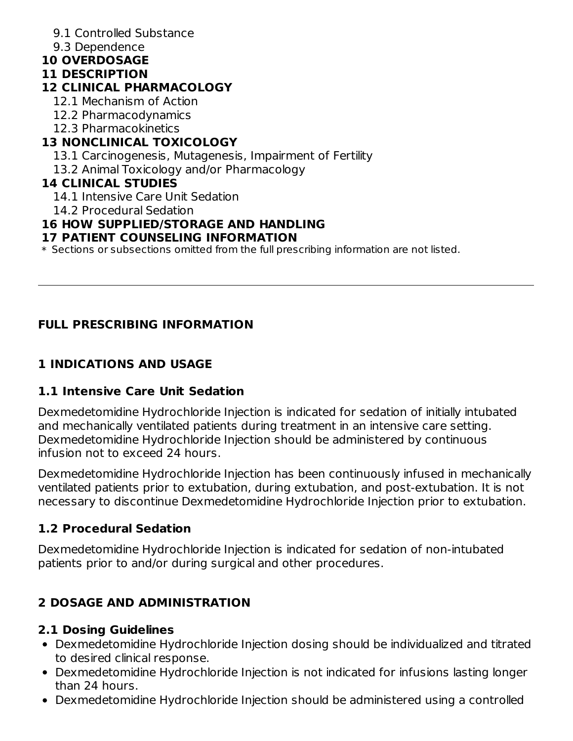9.1 Controlled Substance
9.3 Dependence
**10 OVERDOSAGE**
**11 DESCRIPTION**
**12 CLINICAL PHARMACOLOGY**
12.1 Mechanism of Action
12.2 Pharmacodynamics
12.3 Pharmacokinetics
**13 NONCLINICAL TOXICOLOGY**
13.1 Carcinogenesis, Mutagenesis, Impairment of Fertility
13.2 Animal Toxicology and/or Pharmacology
**14 CLINICAL STUDIES**
14.1 Intensive Care Unit Sedation
14.2 Procedural Sedation
**16 HOW SUPPLIED/STORAGE AND HANDLING**
**17 PATIENT COUNSELING INFORMATION**
* Sections or subsections omitted from the full prescribing information are not listed.

---

# FULL PRESCRIBING INFORMATION

## 1 INDICATIONS AND USAGE

### 1.1 Intensive Care Unit Sedation

Dexmedetomidine Hydrochloride Injection is indicated for sedation of initially intubated and mechanically ventilated patients during treatment in an intensive care setting. Dexmedetomidine Hydrochloride Injection should be administered by continuous infusion not to exceed 24 hours.

Dexmedetomidine Hydrochloride Injection has been continuously infused in mechanically ventilated patients prior to extubation, during extubation, and post-extubation. It is not necessary to discontinue Dexmedetomidine Hydrochloride Injection prior to extubation.

### 1.2 Procedural Sedation

Dexmedetomidine Hydrochloride Injection is indicated for sedation of non-intubated patients prior to and/or during surgical and other procedures.

## 2 DOSAGE AND ADMINISTRATION

### 2.1 Dosing Guidelines

- Dexmedetomidine Hydrochloride Injection dosing should be individualized and titrated to desired clinical response.
- Dexmedetomidine Hydrochloride Injection is not indicated for infusions lasting longer than 24 hours.
- Dexmedetomidine Hydrochloride Injection should be administered using a controlled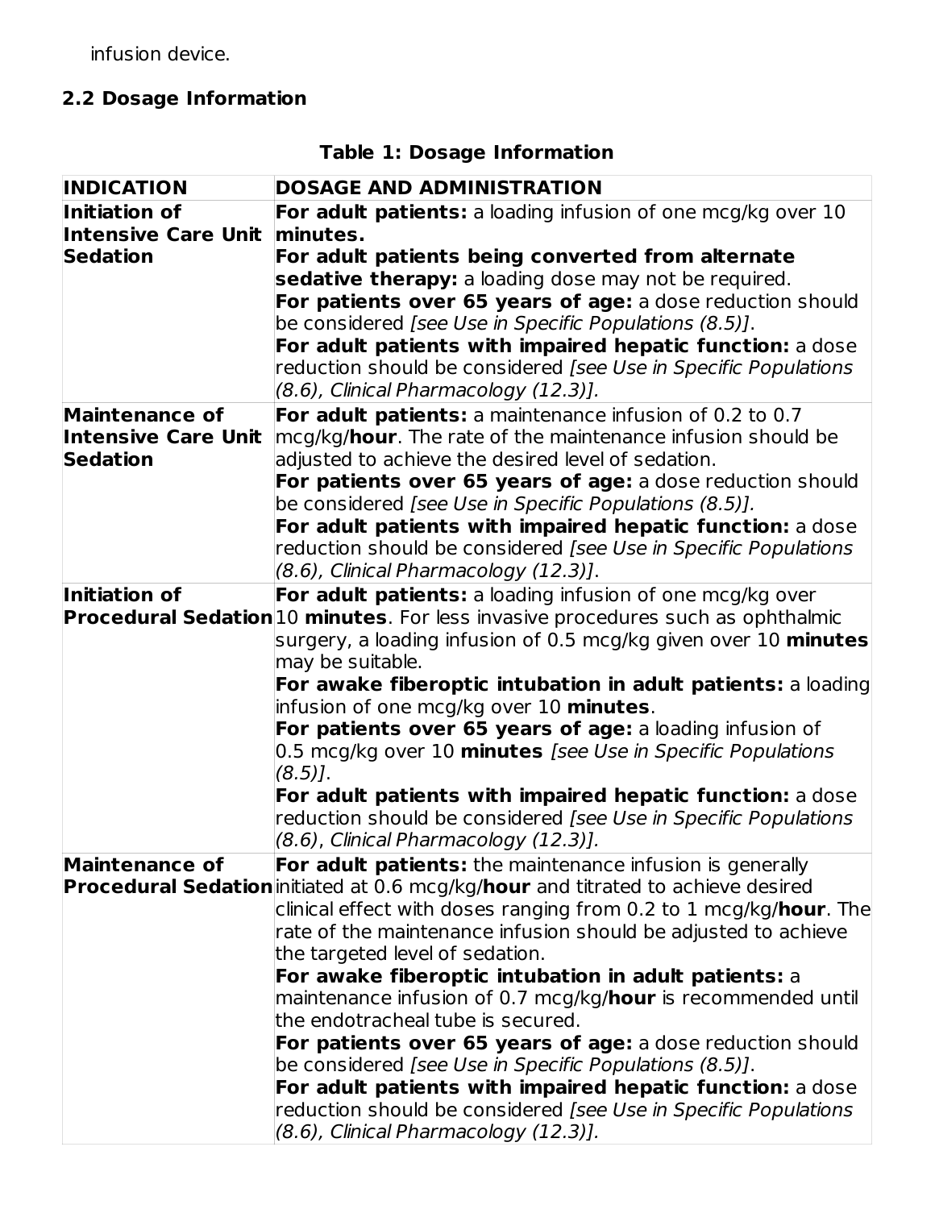infusion device.

## 2.2 Dosage Information

**Table 1: Dosage Information**

| INDICATION | DOSAGE AND ADMINISTRATION |
|---|---|
| **Initiation of Intensive Care Unit Sedation** | **For adult patients:** a loading infusion of one mcg/kg over 10 **minutes.** **For adult patients being converted from alternate sedative therapy:** a loading dose may not be required. **For patients over 65 years of age:** a dose reduction should be considered *[see Use in Specific Populations (8.5)]*. **For adult patients with impaired hepatic function:** a dose reduction should be considered *[see Use in Specific Populations (8.6), Clinical Pharmacology (12.3)].* |
| **Maintenance of Intensive Care Unit Sedation** | **For adult patients:** a maintenance infusion of 0.2 to 0.7 mcg/kg/**hour**. The rate of the maintenance infusion should be adjusted to achieve the desired level of sedation. **For patients over 65 years of age:** a dose reduction should be considered *[see Use in Specific Populations (8.5)].* **For adult patients with impaired hepatic function:** a dose reduction should be considered *[see Use in Specific Populations (8.6), Clinical Pharmacology (12.3)]*. |
| **Initiation of Procedural Sedation** | **For adult patients:** a loading infusion of one mcg/kg over 10 **minutes**. For less invasive procedures such as ophthalmic surgery, a loading infusion of 0.5 mcg/kg given over 10 **minutes** may be suitable. **For awake fiberoptic intubation in adult patients:** a loading infusion of one mcg/kg over 10 **minutes**. **For patients over 65 years of age:** a loading infusion of 0.5 mcg/kg over 10 **minutes** *[see Use in Specific Populations (8.5)]*. **For adult patients with impaired hepatic function:** a dose reduction should be considered *[see Use in Specific Populations (8.6), Clinical Pharmacology (12.3)].* |
| **Maintenance of Procedural Sedation** | **For adult patients:** the maintenance infusion is generally initiated at 0.6 mcg/kg/**hour** and titrated to achieve desired clinical effect with doses ranging from 0.2 to 1 mcg/kg/**hour**. The rate of the maintenance infusion should be adjusted to achieve the targeted level of sedation. **For awake fiberoptic intubation in adult patients:** a maintenance infusion of 0.7 mcg/kg/**hour** is recommended until the endotracheal tube is secured. **For patients over 65 years of age:** a dose reduction should be considered *[see Use in Specific Populations (8.5)]*. **For adult patients with impaired hepatic function:** a dose reduction should be considered *[see Use in Specific Populations (8.6), Clinical Pharmacology (12.3)].* |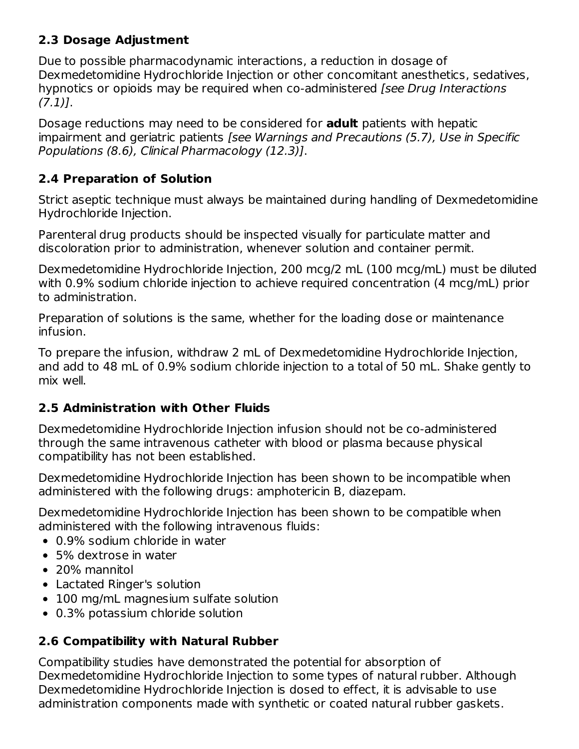### 2.3 Dosage Adjustment

Due to possible pharmacodynamic interactions, a reduction in dosage of Dexmedetomidine Hydrochloride Injection or other concomitant anesthetics, sedatives, hypnotics or opioids may be required when co-administered *[see Drug Interactions (7.1)]*.

Dosage reductions may need to be considered for **adult** patients with hepatic impairment and geriatric patients *[see Warnings and Precautions (5.7), Use in Specific Populations (8.6), Clinical Pharmacology (12.3)]*.

### 2.4 Preparation of Solution

Strict aseptic technique must always be maintained during handling of Dexmedetomidine Hydrochloride Injection.

Parenteral drug products should be inspected visually for particulate matter and discoloration prior to administration, whenever solution and container permit.

Dexmedetomidine Hydrochloride Injection, 200 mcg/2 mL (100 mcg/mL) must be diluted with 0.9% sodium chloride injection to achieve required concentration (4 mcg/mL) prior to administration.

Preparation of solutions is the same, whether for the loading dose or maintenance infusion.

To prepare the infusion, withdraw 2 mL of Dexmedetomidine Hydrochloride Injection, and add to 48 mL of 0.9% sodium chloride injection to a total of 50 mL. Shake gently to mix well.

### 2.5 Administration with Other Fluids

Dexmedetomidine Hydrochloride Injection infusion should not be co-administered through the same intravenous catheter with blood or plasma because physical compatibility has not been established.

Dexmedetomidine Hydrochloride Injection has been shown to be incompatible when administered with the following drugs: amphotericin B, diazepam.

Dexmedetomidine Hydrochloride Injection has been shown to be compatible when administered with the following intravenous fluids:

- 0.9% sodium chloride in water
- 5% dextrose in water
- 20% mannitol
- Lactated Ringer's solution
- 100 mg/mL magnesium sulfate solution
- 0.3% potassium chloride solution

### 2.6 Compatibility with Natural Rubber

Compatibility studies have demonstrated the potential for absorption of Dexmedetomidine Hydrochloride Injection to some types of natural rubber. Although Dexmedetomidine Hydrochloride Injection is dosed to effect, it is advisable to use administration components made with synthetic or coated natural rubber gaskets.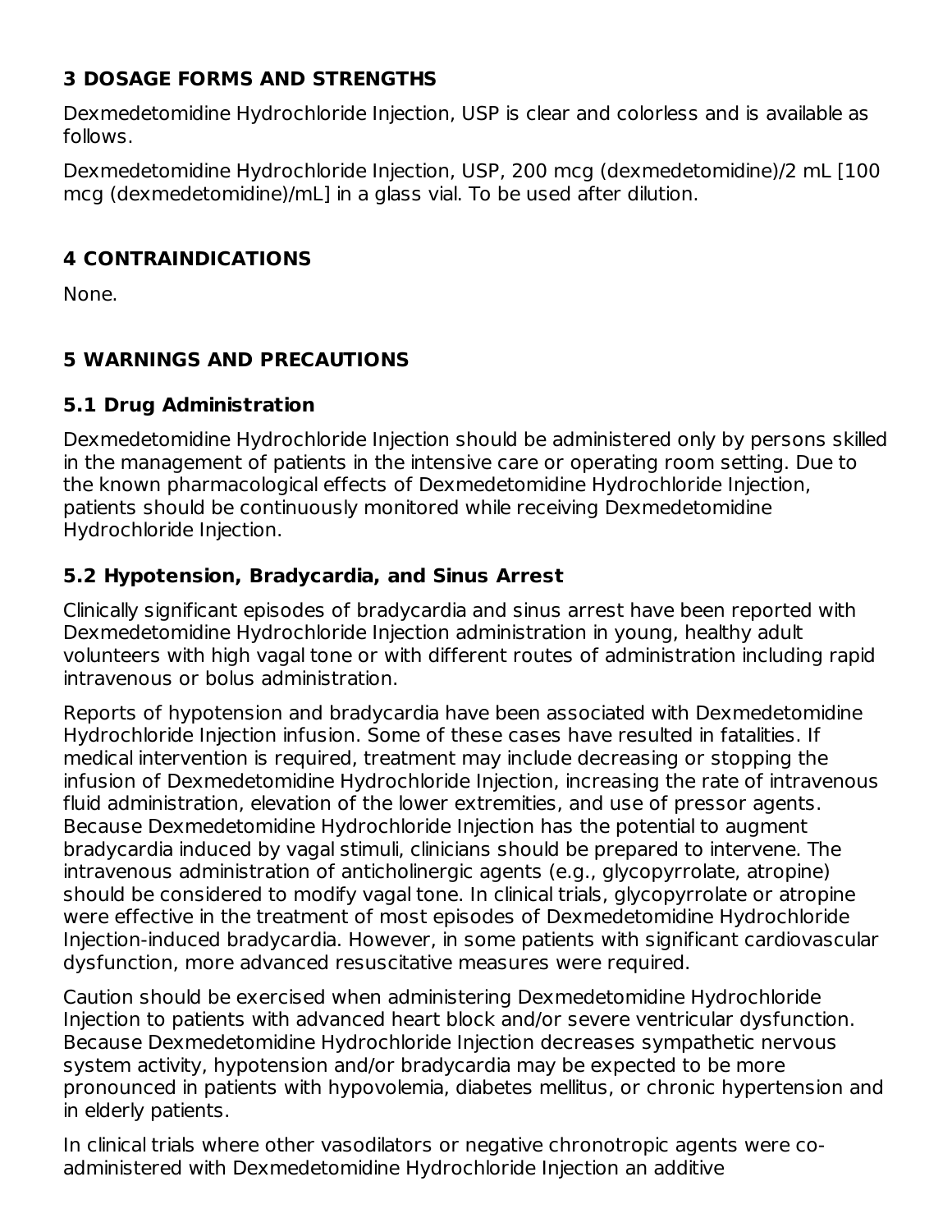## 3 DOSAGE FORMS AND STRENGTHS

Dexmedetomidine Hydrochloride Injection, USP is clear and colorless and is available as follows.

Dexmedetomidine Hydrochloride Injection, USP, 200 mcg (dexmedetomidine)/2 mL [100 mcg (dexmedetomidine)/mL] in a glass vial. To be used after dilution.

## 4 CONTRAINDICATIONS

None.

## 5 WARNINGS AND PRECAUTIONS

### 5.1 Drug Administration

Dexmedetomidine Hydrochloride Injection should be administered only by persons skilled in the management of patients in the intensive care or operating room setting. Due to the known pharmacological effects of Dexmedetomidine Hydrochloride Injection, patients should be continuously monitored while receiving Dexmedetomidine Hydrochloride Injection.

### 5.2 Hypotension, Bradycardia, and Sinus Arrest

Clinically significant episodes of bradycardia and sinus arrest have been reported with Dexmedetomidine Hydrochloride Injection administration in young, healthy adult volunteers with high vagal tone or with different routes of administration including rapid intravenous or bolus administration.

Reports of hypotension and bradycardia have been associated with Dexmedetomidine Hydrochloride Injection infusion. Some of these cases have resulted in fatalities. If medical intervention is required, treatment may include decreasing or stopping the infusion of Dexmedetomidine Hydrochloride Injection, increasing the rate of intravenous fluid administration, elevation of the lower extremities, and use of pressor agents. Because Dexmedetomidine Hydrochloride Injection has the potential to augment bradycardia induced by vagal stimuli, clinicians should be prepared to intervene. The intravenous administration of anticholinergic agents (e.g., glycopyrrolate, atropine) should be considered to modify vagal tone. In clinical trials, glycopyrrolate or atropine were effective in the treatment of most episodes of Dexmedetomidine Hydrochloride Injection-induced bradycardia. However, in some patients with significant cardiovascular dysfunction, more advanced resuscitative measures were required.

Caution should be exercised when administering Dexmedetomidine Hydrochloride Injection to patients with advanced heart block and/or severe ventricular dysfunction. Because Dexmedetomidine Hydrochloride Injection decreases sympathetic nervous system activity, hypotension and/or bradycardia may be expected to be more pronounced in patients with hypovolemia, diabetes mellitus, or chronic hypertension and in elderly patients.

In clinical trials where other vasodilators or negative chronotropic agents were co-administered with Dexmedetomidine Hydrochloride Injection an additive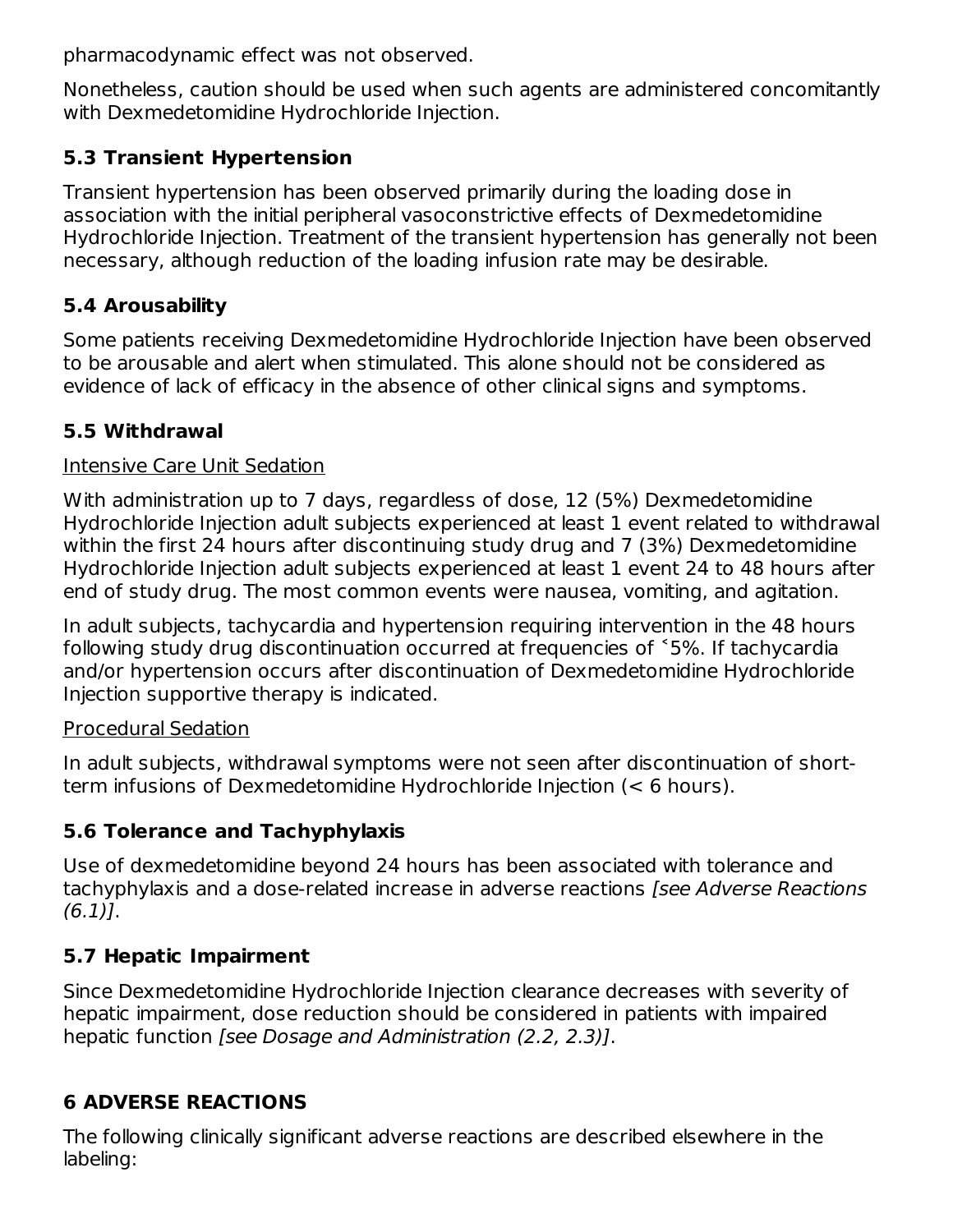pharmacodynamic effect was not observed.

Nonetheless, caution should be used when such agents are administered concomitantly with Dexmedetomidine Hydrochloride Injection.

### 5.3 Transient Hypertension

Transient hypertension has been observed primarily during the loading dose in association with the initial peripheral vasoconstrictive effects of Dexmedetomidine Hydrochloride Injection. Treatment of the transient hypertension has generally not been necessary, although reduction of the loading infusion rate may be desirable.

### 5.4 Arousability

Some patients receiving Dexmedetomidine Hydrochloride Injection have been observed to be arousable and alert when stimulated. This alone should not be considered as evidence of lack of efficacy in the absence of other clinical signs and symptoms.

### 5.5 Withdrawal

Intensive Care Unit Sedation

With administration up to 7 days, regardless of dose, 12 (5%) Dexmedetomidine Hydrochloride Injection adult subjects experienced at least 1 event related to withdrawal within the first 24 hours after discontinuing study drug and 7 (3%) Dexmedetomidine Hydrochloride Injection adult subjects experienced at least 1 event 24 to 48 hours after end of study drug. The most common events were nausea, vomiting, and agitation.

In adult subjects, tachycardia and hypertension requiring intervention in the 48 hours following study drug discontinuation occurred at frequencies of ˂5%. If tachycardia and/or hypertension occurs after discontinuation of Dexmedetomidine Hydrochloride Injection supportive therapy is indicated.

Procedural Sedation

In adult subjects, withdrawal symptoms were not seen after discontinuation of short-term infusions of Dexmedetomidine Hydrochloride Injection (< 6 hours).

### 5.6 Tolerance and Tachyphylaxis

Use of dexmedetomidine beyond 24 hours has been associated with tolerance and tachyphylaxis and a dose-related increase in adverse reactions *[see Adverse Reactions (6.1)]*.

### 5.7 Hepatic Impairment

Since Dexmedetomidine Hydrochloride Injection clearance decreases with severity of hepatic impairment, dose reduction should be considered in patients with impaired hepatic function *[see Dosage and Administration (2.2, 2.3)]*.

## 6 ADVERSE REACTIONS

The following clinically significant adverse reactions are described elsewhere in the labeling: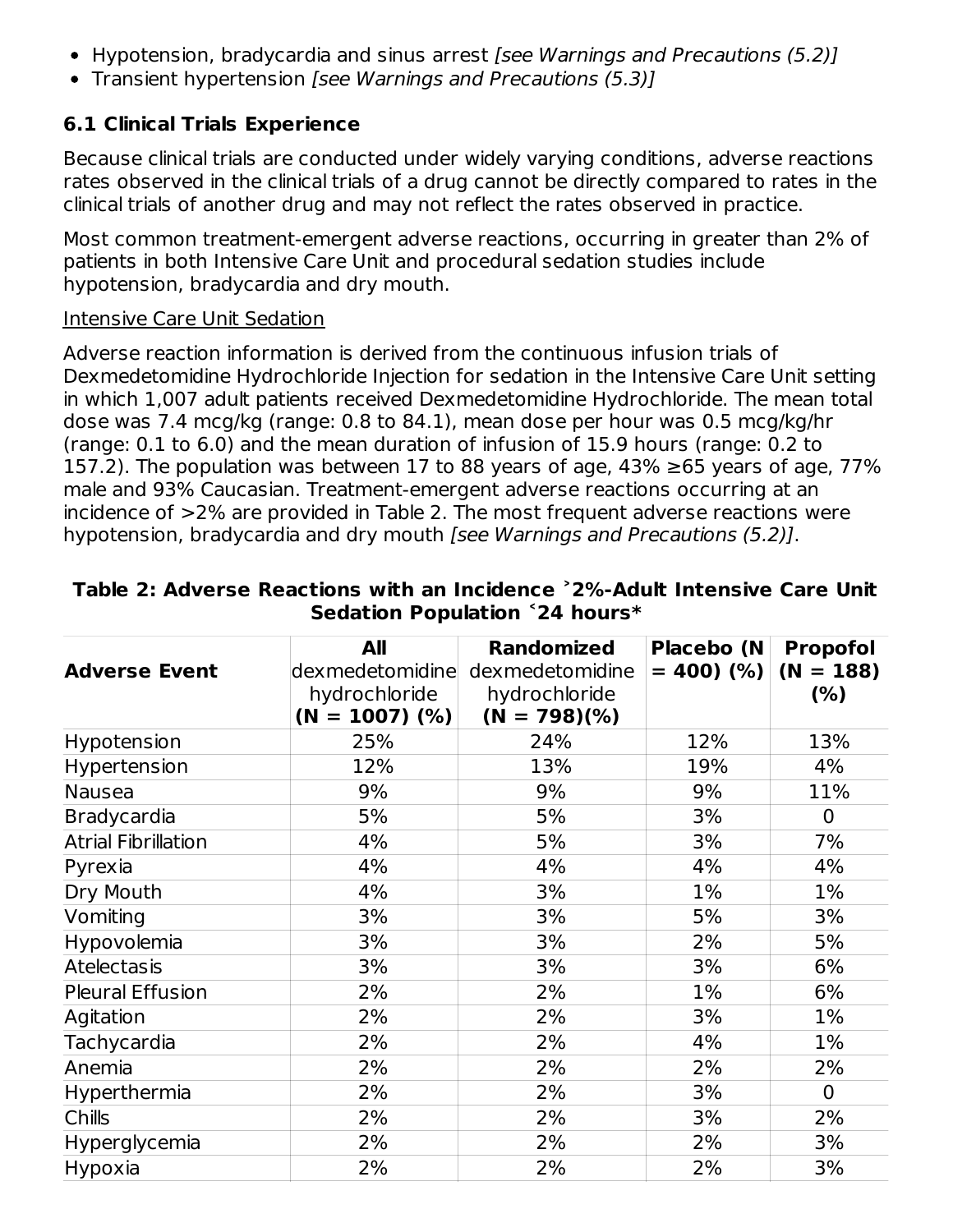- Hypotension, bradycardia and sinus arrest *[see Warnings and Precautions (5.2)]*
- Transient hypertension *[see Warnings and Precautions (5.3)]*

### 6.1 Clinical Trials Experience

Because clinical trials are conducted under widely varying conditions, adverse reactions rates observed in the clinical trials of a drug cannot be directly compared to rates in the clinical trials of another drug and may not reflect the rates observed in practice.

Most common treatment-emergent adverse reactions, occurring in greater than 2% of patients in both Intensive Care Unit and procedural sedation studies include hypotension, bradycardia and dry mouth.

Intensive Care Unit Sedation

Adverse reaction information is derived from the continuous infusion trials of Dexmedetomidine Hydrochloride Injection for sedation in the Intensive Care Unit setting in which 1,007 adult patients received Dexmedetomidine Hydrochloride. The mean total dose was 7.4 mcg/kg (range: 0.8 to 84.1), mean dose per hour was 0.5 mcg/kg/hr (range: 0.1 to 6.0) and the mean duration of infusion of 15.9 hours (range: 0.2 to 157.2). The population was between 17 to 88 years of age, 43% ≥65 years of age, 77% male and 93% Caucasian. Treatment-emergent adverse reactions occurring at an incidence of >2% are provided in Table 2. The most frequent adverse reactions were hypotension, bradycardia and dry mouth *[see Warnings and Precautions (5.2)]*.

**Table 2: Adverse Reactions with an Incidence ˃2%-Adult Intensive Care Unit Sedation Population ˂24 hours***

| Adverse Event | All dexmedetomidine hydrochloride (N = 1007) (%) | Randomized dexmedetomidine hydrochloride (N = 798)(%) | Placebo (N = 400) (%) | Propofol (N = 188) (%) |
|---|---|---|---|---|
| Hypotension | 25% | 24% | 12% | 13% |
| Hypertension | 12% | 13% | 19% | 4% |
| Nausea | 9% | 9% | 9% | 11% |
| Bradycardia | 5% | 5% | 3% | 0 |
| Atrial Fibrillation | 4% | 5% | 3% | 7% |
| Pyrexia | 4% | 4% | 4% | 4% |
| Dry Mouth | 4% | 3% | 1% | 1% |
| Vomiting | 3% | 3% | 5% | 3% |
| Hypovolemia | 3% | 3% | 2% | 5% |
| Atelectasis | 3% | 3% | 3% | 6% |
| Pleural Effusion | 2% | 2% | 1% | 6% |
| Agitation | 2% | 2% | 3% | 1% |
| Tachycardia | 2% | 2% | 4% | 1% |
| Anemia | 2% | 2% | 2% | 2% |
| Hyperthermia | 2% | 2% | 3% | 0 |
| Chills | 2% | 2% | 3% | 2% |
| Hyperglycemia | 2% | 2% | 2% | 3% |
| Hypoxia | 2% | 2% | 2% | 3% |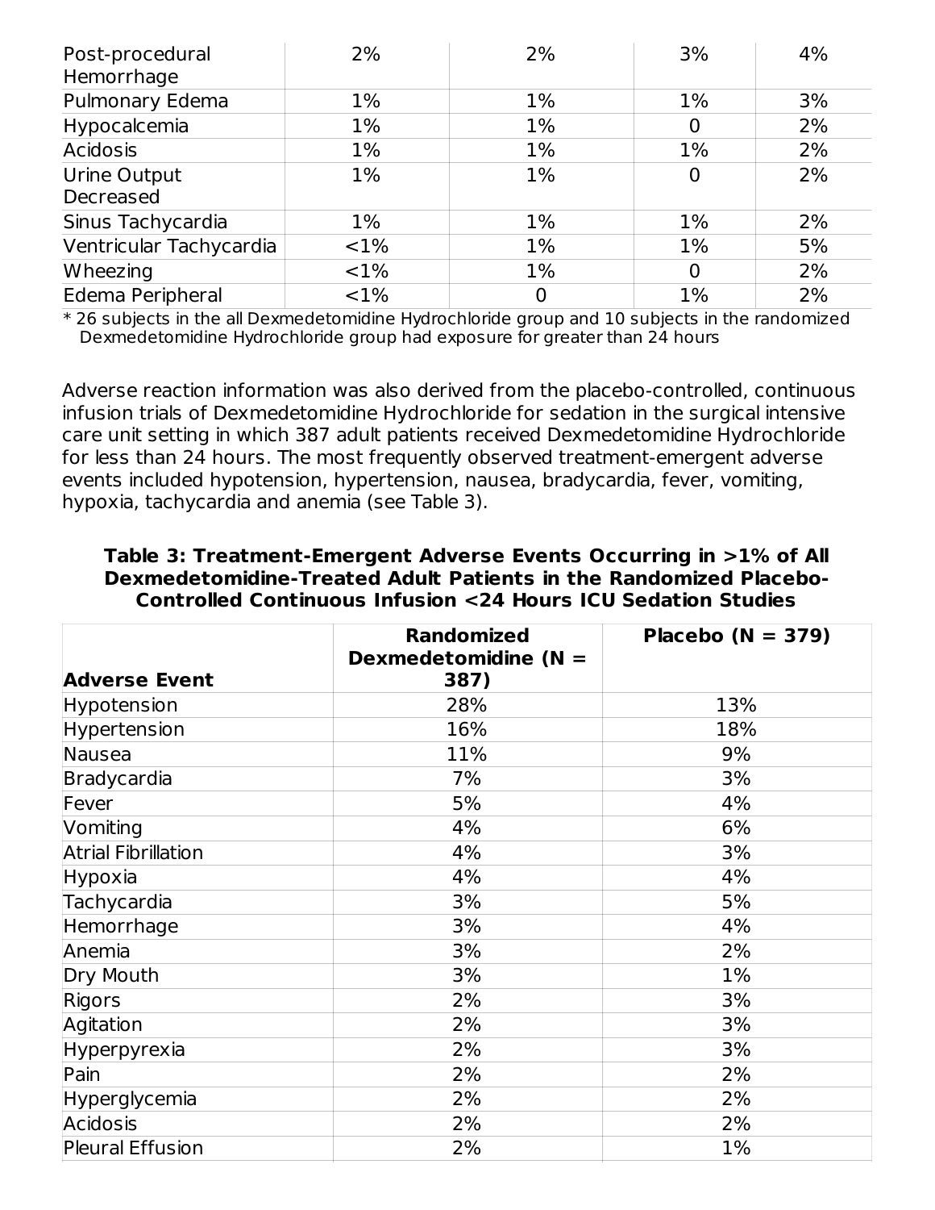| | | | | |
|---|---|---|---|---|
| Post-procedural Hemorrhage | 2% | 2% | 3% | 4% |
| Pulmonary Edema | 1% | 1% | 1% | 3% |
| Hypocalcemia | 1% | 1% | 0 | 2% |
| Acidosis | 1% | 1% | 1% | 2% |
| Urine Output Decreased | 1% | 1% | 0 | 2% |
| Sinus Tachycardia | 1% | 1% | 1% | 2% |
| Ventricular Tachycardia | <1% | 1% | 1% | 5% |
| Wheezing | <1% | 1% | 0 | 2% |
| Edema Peripheral | <1% | 0 | 1% | 2% |

* 26 subjects in the all Dexmedetomidine Hydrochloride group and 10 subjects in the randomized Dexmedetomidine Hydrochloride group had exposure for greater than 24 hours

Adverse reaction information was also derived from the placebo-controlled, continuous infusion trials of Dexmedetomidine Hydrochloride for sedation in the surgical intensive care unit setting in which 387 adult patients received Dexmedetomidine Hydrochloride for less than 24 hours. The most frequently observed treatment-emergent adverse events included hypotension, hypertension, nausea, bradycardia, fever, vomiting, hypoxia, tachycardia and anemia (see Table 3).

**Table 3: Treatment-Emergent Adverse Events Occurring in >1% of All Dexmedetomidine-Treated Adult Patients in the Randomized Placebo-Controlled Continuous Infusion <24 Hours ICU Sedation Studies**

| Adverse Event | Randomized Dexmedetomidine (N = 387) | Placebo (N = 379) |
|---|---|---|
| Hypotension | 28% | 13% |
| Hypertension | 16% | 18% |
| Nausea | 11% | 9% |
| Bradycardia | 7% | 3% |
| Fever | 5% | 4% |
| Vomiting | 4% | 6% |
| Atrial Fibrillation | 4% | 3% |
| Hypoxia | 4% | 4% |
| Tachycardia | 3% | 5% |
| Hemorrhage | 3% | 4% |
| Anemia | 3% | 2% |
| Dry Mouth | 3% | 1% |
| Rigors | 2% | 3% |
| Agitation | 2% | 3% |
| Hyperpyrexia | 2% | 3% |
| Pain | 2% | 2% |
| Hyperglycemia | 2% | 2% |
| Acidosis | 2% | 2% |
| Pleural Effusion | 2% | 1% |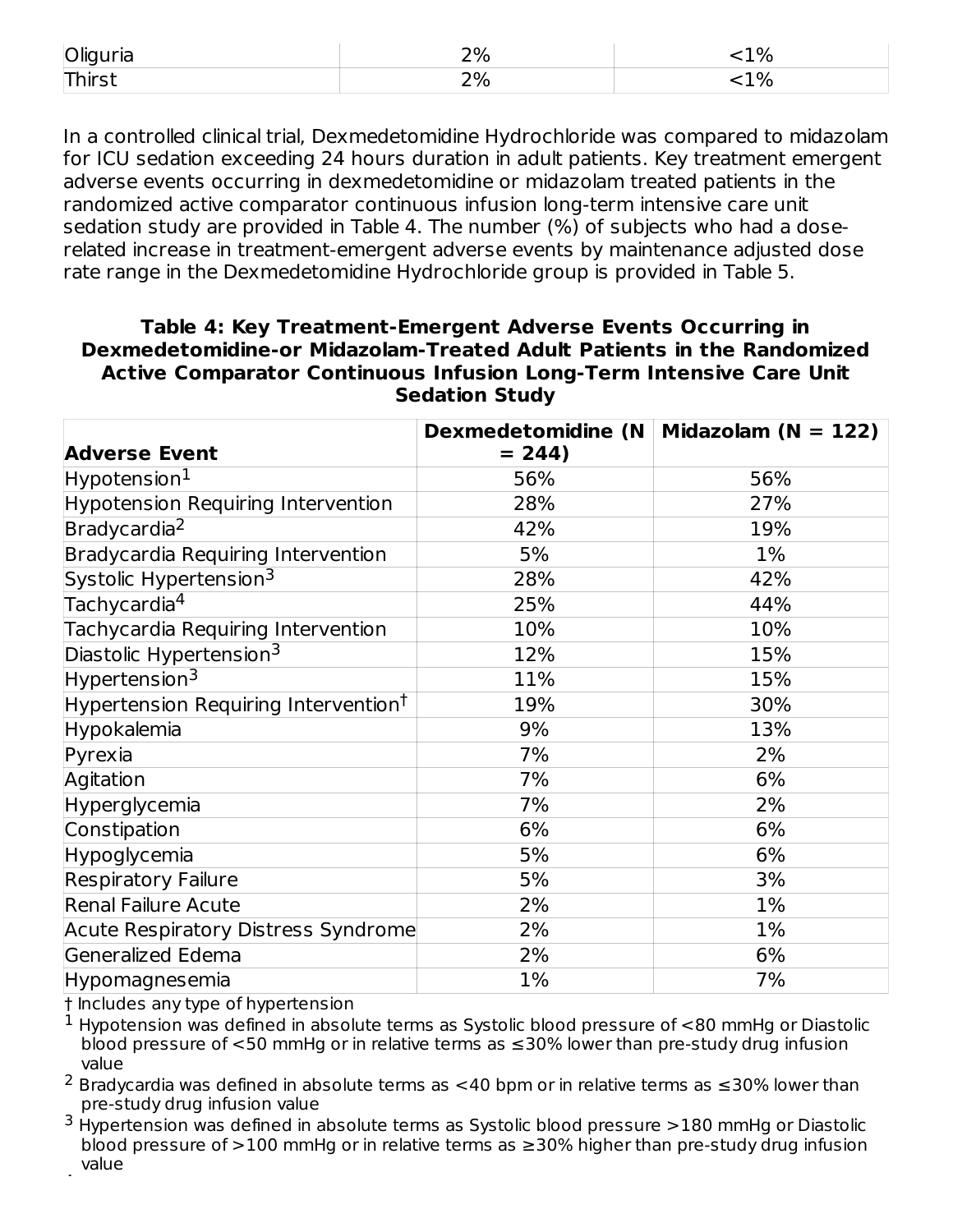| Oliguria | 2% | <1% |
|---|---|---|
| Thirst | 2% | <1% |

In a controlled clinical trial, Dexmedetomidine Hydrochloride was compared to midazolam for ICU sedation exceeding 24 hours duration in adult patients. Key treatment emergent adverse events occurring in dexmedetomidine or midazolam treated patients in the randomized active comparator continuous infusion long-term intensive care unit sedation study are provided in Table 4. The number (%) of subjects who had a dose-related increase in treatment-emergent adverse events by maintenance adjusted dose rate range in the Dexmedetomidine Hydrochloride group is provided in Table 5.

**Table 4: Key Treatment-Emergent Adverse Events Occurring in Dexmedetomidine-or Midazolam-Treated Adult Patients in the Randomized Active Comparator Continuous Infusion Long-Term Intensive Care Unit Sedation Study**

| Adverse Event | Dexmedetomidine (N = 244) | Midazolam (N = 122) |
|---|---|---|
| Hypotension[1] | 56% | 56% |
| Hypotension Requiring Intervention | 28% | 27% |
| Bradycardia[2] | 42% | 19% |
| Bradycardia Requiring Intervention | 5% | 1% |
| Systolic Hypertension[3] | 28% | 42% |
| Tachycardia[4] | 25% | 44% |
| Tachycardia Requiring Intervention | 10% | 10% |
| Diastolic Hypertension[3] | 12% | 15% |
| Hypertension[3] | 11% | 15% |
| Hypertension Requiring Intervention† | 19% | 30% |
| Hypokalemia | 9% | 13% |
| Pyrexia | 7% | 2% |
| Agitation | 7% | 6% |
| Hyperglycemia | 7% | 2% |
| Constipation | 6% | 6% |
| Hypoglycemia | 5% | 6% |
| Respiratory Failure | 5% | 3% |
| Renal Failure Acute | 2% | 1% |
| Acute Respiratory Distress Syndrome | 2% | 1% |
| Generalized Edema | 2% | 6% |
| Hypomagnesemia | 1% | 7% |

† Includes any type of hypertension

[1] Hypotension was defined in absolute terms as Systolic blood pressure of <80 mmHg or Diastolic blood pressure of <50 mmHg or in relative terms as ≤30% lower than pre-study drug infusion value

[2] Bradycardia was defined in absolute terms as <40 bpm or in relative terms as ≤30% lower than pre-study drug infusion value

[3] Hypertension was defined in absolute terms as Systolic blood pressure >180 mmHg or Diastolic blood pressure of >100 mmHg or in relative terms as ≥30% higher than pre-study drug infusion value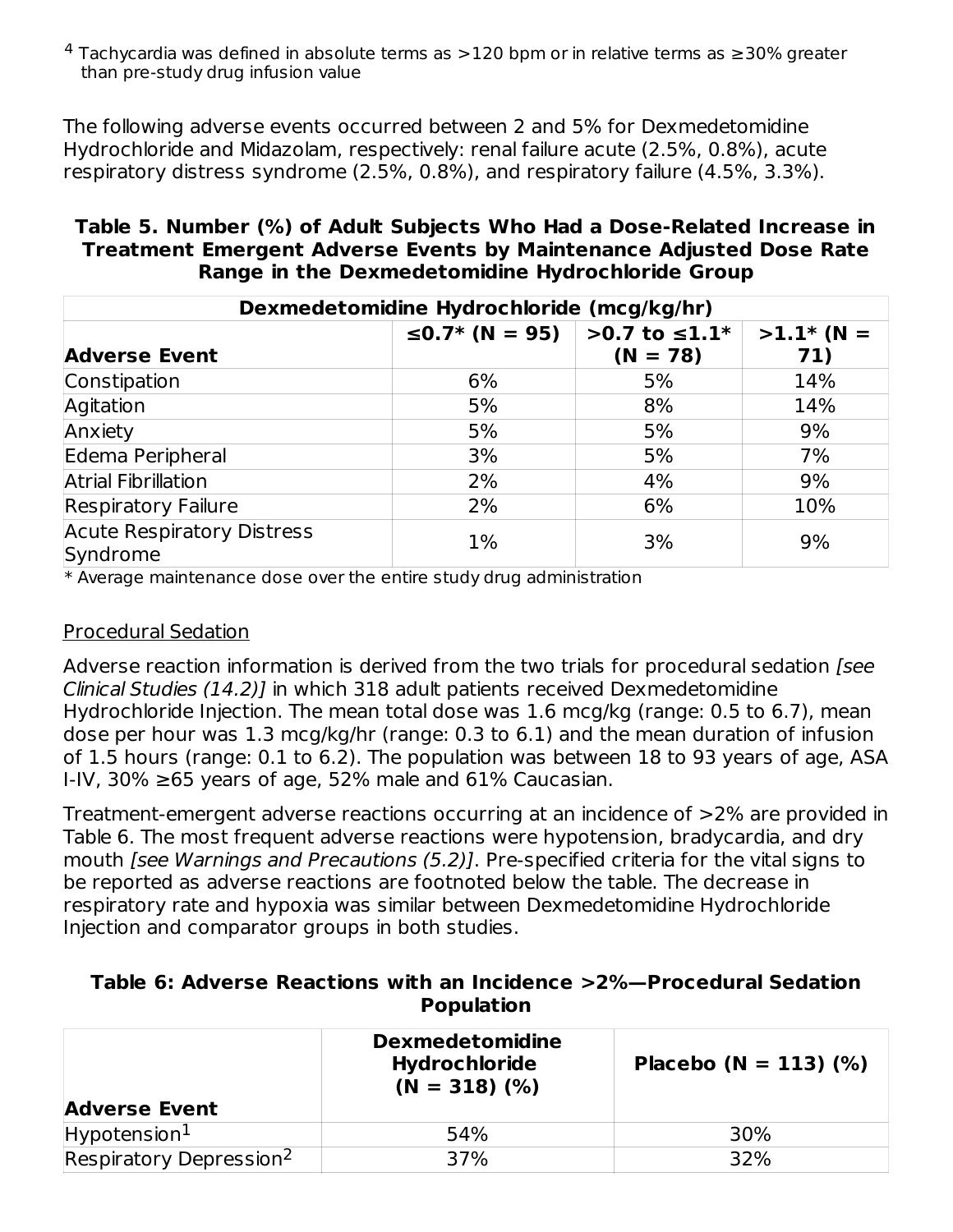[4] Tachycardia was defined in absolute terms as >120 bpm or in relative terms as ≥30% greater than pre-study drug infusion value

The following adverse events occurred between 2 and 5% for Dexmedetomidine Hydrochloride and Midazolam, respectively: renal failure acute (2.5%, 0.8%), acute respiratory distress syndrome (2.5%, 0.8%), and respiratory failure (4.5%, 3.3%).

**Table 5. Number (%) of Adult Subjects Who Had a Dose-Related Increase in Treatment Emergent Adverse Events by Maintenance Adjusted Dose Rate Range in the Dexmedetomidine Hydrochloride Group**

| | Dexmedetomidine Hydrochloride (mcg/kg/hr) | | |
|---|---|---|---|
| **Adverse Event** | **≤0.7* (N = 95)** | **>0.7 to ≤1.1* (N = 78)** | **>1.1* (N = 71)** |
| Constipation | 6% | 5% | 14% |
| Agitation | 5% | 8% | 14% |
| Anxiety | 5% | 5% | 9% |
| Edema Peripheral | 3% | 5% | 7% |
| Atrial Fibrillation | 2% | 4% | 9% |
| Respiratory Failure | 2% | 6% | 10% |
| Acute Respiratory Distress Syndrome | 1% | 3% | 9% |

* Average maintenance dose over the entire study drug administration

Procedural Sedation

Adverse reaction information is derived from the two trials for procedural sedation *[see Clinical Studies (14.2)]* in which 318 adult patients received Dexmedetomidine Hydrochloride Injection. The mean total dose was 1.6 mcg/kg (range: 0.5 to 6.7), mean dose per hour was 1.3 mcg/kg/hr (range: 0.3 to 6.1) and the mean duration of infusion of 1.5 hours (range: 0.1 to 6.2). The population was between 18 to 93 years of age, ASA I-IV, 30% ≥65 years of age, 52% male and 61% Caucasian.

Treatment-emergent adverse reactions occurring at an incidence of >2% are provided in Table 6. The most frequent adverse reactions were hypotension, bradycardia, and dry mouth *[see Warnings and Precautions (5.2)]*. Pre-specified criteria for the vital signs to be reported as adverse reactions are footnoted below the table. The decrease in respiratory rate and hypoxia was similar between Dexmedetomidine Hydrochloride Injection and comparator groups in both studies.

**Table 6: Adverse Reactions with an Incidence >2%—Procedural Sedation Population**

| Adverse Event | Dexmedetomidine Hydrochloride (N = 318) (%) | Placebo (N = 113) (%) |
|---|---|---|
| Hypotension[1] | 54% | 30% |
| Respiratory Depression[2] | 37% | 32% |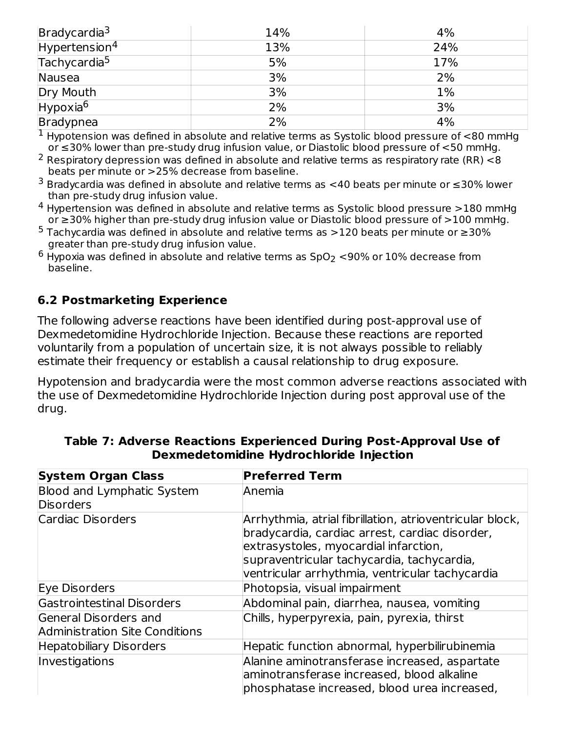| | | |
|---|---|---|
| Bradycardia[3] | 14% | 4% |
| Hypertension[4] | 13% | 24% |
| Tachycardia[5] | 5% | 17% |
| Nausea | 3% | 2% |
| Dry Mouth | 3% | 1% |
| Hypoxia[6] | 2% | 3% |
| Bradypnea | 2% | 4% |

[1] Hypotension was defined in absolute and relative terms as Systolic blood pressure of <80 mmHg or ≤30% lower than pre-study drug infusion value, or Diastolic blood pressure of <50 mmHg.

[2] Respiratory depression was defined in absolute and relative terms as respiratory rate (RR) <8 beats per minute or >25% decrease from baseline.

[3] Bradycardia was defined in absolute and relative terms as <40 beats per minute or ≤30% lower than pre-study drug infusion value.

[4] Hypertension was defined in absolute and relative terms as Systolic blood pressure >180 mmHg or ≥30% higher than pre-study drug infusion value or Diastolic blood pressure of >100 mmHg.

[5] Tachycardia was defined in absolute and relative terms as >120 beats per minute or ≥30% greater than pre-study drug infusion value.

[6] Hypoxia was defined in absolute and relative terms as $SpO_2$ <90% or 10% decrease from baseline.

## 6.2 Postmarketing Experience

The following adverse reactions have been identified during post-approval use of Dexmedetomidine Hydrochloride Injection. Because these reactions are reported voluntarily from a population of uncertain size, it is not always possible to reliably estimate their frequency or establish a causal relationship to drug exposure.

Hypotension and bradycardia were the most common adverse reactions associated with the use of Dexmedetomidine Hydrochloride Injection during post approval use of the drug.

**Table 7: Adverse Reactions Experienced During Post-Approval Use of Dexmedetomidine Hydrochloride Injection**

| System Organ Class | Preferred Term |
|---|---|
| Blood and Lymphatic System Disorders | Anemia |
| Cardiac Disorders | Arrhythmia, atrial fibrillation, atrioventricular block, bradycardia, cardiac arrest, cardiac disorder, extrasystoles, myocardial infarction, supraventricular tachycardia, tachycardia, ventricular arrhythmia, ventricular tachycardia |
| Eye Disorders | Photopsia, visual impairment |
| Gastrointestinal Disorders | Abdominal pain, diarrhea, nausea, vomiting |
| General Disorders and Administration Site Conditions | Chills, hyperpyrexia, pain, pyrexia, thirst |
| Hepatobiliary Disorders | Hepatic function abnormal, hyperbilirubinemia |
| Investigations | Alanine aminotransferase increased, aspartate aminotransferase increased, blood alkaline phosphatase increased, blood urea increased, |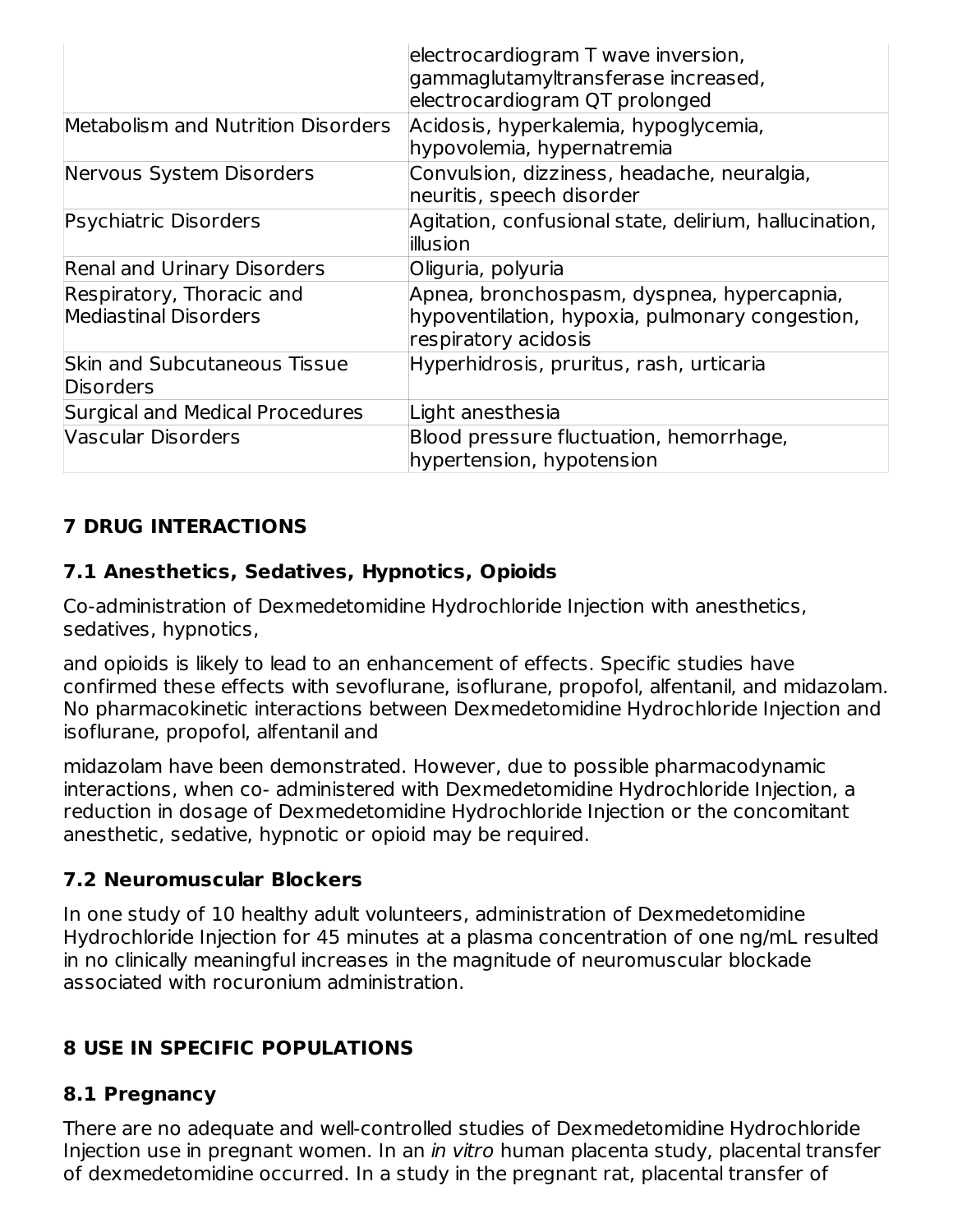| | |
|---|---|
| | electrocardiogram T wave inversion, gammaglutamyltransferase increased, electrocardiogram QT prolonged |
| Metabolism and Nutrition Disorders | Acidosis, hyperkalemia, hypoglycemia, hypovolemia, hypernatremia |
| Nervous System Disorders | Convulsion, dizziness, headache, neuralgia, neuritis, speech disorder |
| Psychiatric Disorders | Agitation, confusional state, delirium, hallucination, illusion |
| Renal and Urinary Disorders | Oliguria, polyuria |
| Respiratory, Thoracic and Mediastinal Disorders | Apnea, bronchospasm, dyspnea, hypercapnia, hypoventilation, hypoxia, pulmonary congestion, respiratory acidosis |
| Skin and Subcutaneous Tissue Disorders | Hyperhidrosis, pruritus, rash, urticaria |
| Surgical and Medical Procedures | Light anesthesia |
| Vascular Disorders | Blood pressure fluctuation, hemorrhage, hypertension, hypotension |

## 7 DRUG INTERACTIONS

### 7.1 Anesthetics, Sedatives, Hypnotics, Opioids

Co-administration of Dexmedetomidine Hydrochloride Injection with anesthetics, sedatives, hypnotics,

and opioids is likely to lead to an enhancement of effects. Specific studies have confirmed these effects with sevoflurane, isoflurane, propofol, alfentanil, and midazolam. No pharmacokinetic interactions between Dexmedetomidine Hydrochloride Injection and isoflurane, propofol, alfentanil and

midazolam have been demonstrated. However, due to possible pharmacodynamic interactions, when co- administered with Dexmedetomidine Hydrochloride Injection, a reduction in dosage of Dexmedetomidine Hydrochloride Injection or the concomitant anesthetic, sedative, hypnotic or opioid may be required.

### 7.2 Neuromuscular Blockers

In one study of 10 healthy adult volunteers, administration of Dexmedetomidine Hydrochloride Injection for 45 minutes at a plasma concentration of one ng/mL resulted in no clinically meaningful increases in the magnitude of neuromuscular blockade associated with rocuronium administration.

## 8 USE IN SPECIFIC POPULATIONS

### 8.1 Pregnancy

There are no adequate and well-controlled studies of Dexmedetomidine Hydrochloride Injection use in pregnant women. In an *in vitro* human placenta study, placental transfer of dexmedetomidine occurred. In a study in the pregnant rat, placental transfer of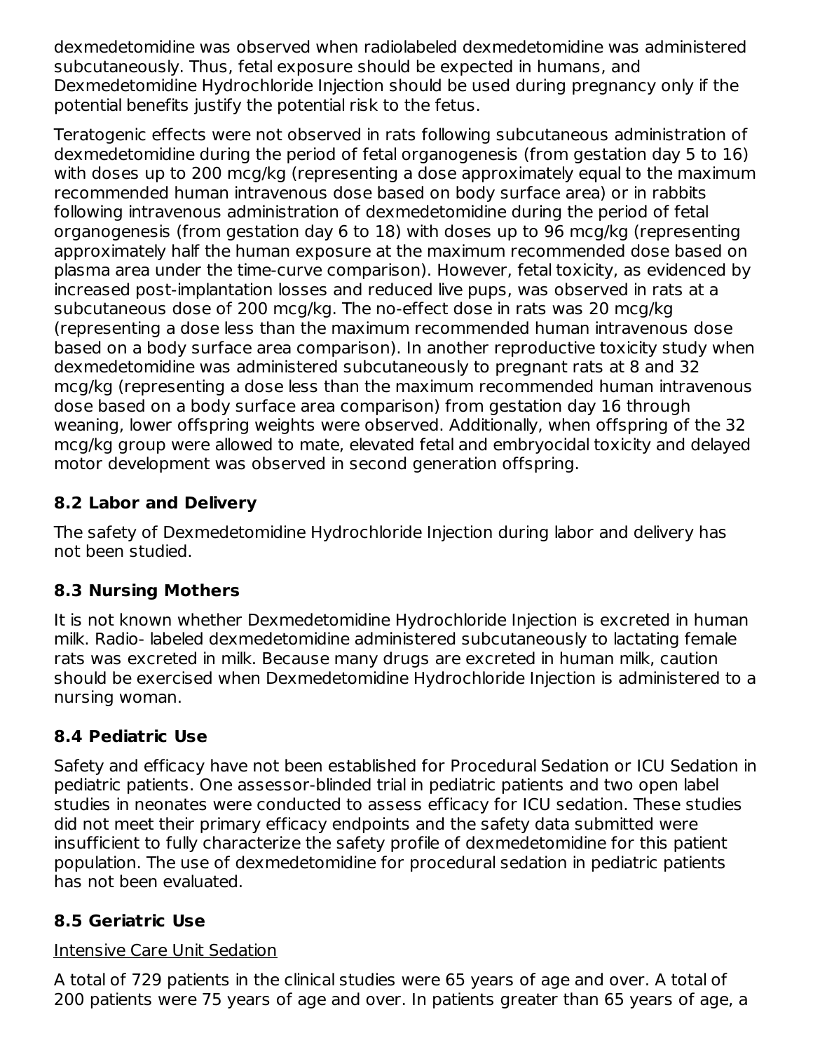dexmedetomidine was observed when radiolabeled dexmedetomidine was administered subcutaneously. Thus, fetal exposure should be expected in humans, and Dexmedetomidine Hydrochloride Injection should be used during pregnancy only if the potential benefits justify the potential risk to the fetus.

Teratogenic effects were not observed in rats following subcutaneous administration of dexmedetomidine during the period of fetal organogenesis (from gestation day 5 to 16) with doses up to 200 mcg/kg (representing a dose approximately equal to the maximum recommended human intravenous dose based on body surface area) or in rabbits following intravenous administration of dexmedetomidine during the period of fetal organogenesis (from gestation day 6 to 18) with doses up to 96 mcg/kg (representing approximately half the human exposure at the maximum recommended dose based on plasma area under the time-curve comparison). However, fetal toxicity, as evidenced by increased post-implantation losses and reduced live pups, was observed in rats at a subcutaneous dose of 200 mcg/kg. The no-effect dose in rats was 20 mcg/kg (representing a dose less than the maximum recommended human intravenous dose based on a body surface area comparison). In another reproductive toxicity study when dexmedetomidine was administered subcutaneously to pregnant rats at 8 and 32 mcg/kg (representing a dose less than the maximum recommended human intravenous dose based on a body surface area comparison) from gestation day 16 through weaning, lower offspring weights were observed. Additionally, when offspring of the 32 mcg/kg group were allowed to mate, elevated fetal and embryocidal toxicity and delayed motor development was observed in second generation offspring.

## 8.2 Labor and Delivery

The safety of Dexmedetomidine Hydrochloride Injection during labor and delivery has not been studied.

## 8.3 Nursing Mothers

It is not known whether Dexmedetomidine Hydrochloride Injection is excreted in human milk. Radio- labeled dexmedetomidine administered subcutaneously to lactating female rats was excreted in milk. Because many drugs are excreted in human milk, caution should be exercised when Dexmedetomidine Hydrochloride Injection is administered to a nursing woman.

## 8.4 Pediatric Use

Safety and efficacy have not been established for Procedural Sedation or ICU Sedation in pediatric patients. One assessor-blinded trial in pediatric patients and two open label studies in neonates were conducted to assess efficacy for ICU sedation. These studies did not meet their primary efficacy endpoints and the safety data submitted were insufficient to fully characterize the safety profile of dexmedetomidine for this patient population. The use of dexmedetomidine for procedural sedation in pediatric patients has not been evaluated.

## 8.5 Geriatric Use

Intensive Care Unit Sedation

A total of 729 patients in the clinical studies were 65 years of age and over. A total of 200 patients were 75 years of age and over. In patients greater than 65 years of age, a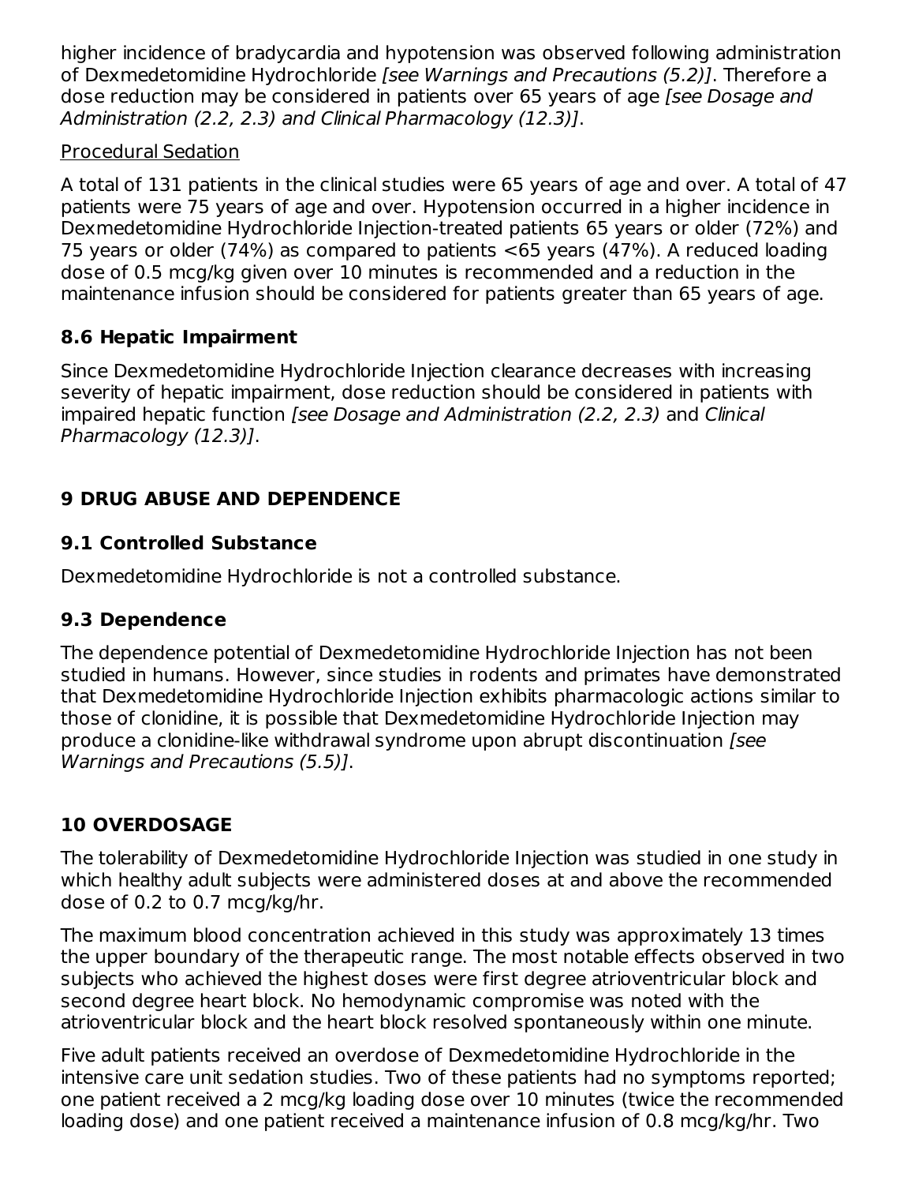higher incidence of bradycardia and hypotension was observed following administration of Dexmedetomidine Hydrochloride *[see Warnings and Precautions (5.2)]*. Therefore a dose reduction may be considered in patients over 65 years of age *[see Dosage and Administration (2.2, 2.3) and Clinical Pharmacology (12.3)]*.

Procedural Sedation

A total of 131 patients in the clinical studies were 65 years of age and over. A total of 47 patients were 75 years of age and over. Hypotension occurred in a higher incidence in Dexmedetomidine Hydrochloride Injection-treated patients 65 years or older (72%) and 75 years or older (74%) as compared to patients <65 years (47%). A reduced loading dose of 0.5 mcg/kg given over 10 minutes is recommended and a reduction in the maintenance infusion should be considered for patients greater than 65 years of age.

### 8.6 Hepatic Impairment

Since Dexmedetomidine Hydrochloride Injection clearance decreases with increasing severity of hepatic impairment, dose reduction should be considered in patients with impaired hepatic function *[see Dosage and Administration (2.2, 2.3)* and *Clinical Pharmacology (12.3)]*.

## 9 DRUG ABUSE AND DEPENDENCE

### 9.1 Controlled Substance

Dexmedetomidine Hydrochloride is not a controlled substance.

### 9.3 Dependence

The dependence potential of Dexmedetomidine Hydrochloride Injection has not been studied in humans. However, since studies in rodents and primates have demonstrated that Dexmedetomidine Hydrochloride Injection exhibits pharmacologic actions similar to those of clonidine, it is possible that Dexmedetomidine Hydrochloride Injection may produce a clonidine-like withdrawal syndrome upon abrupt discontinuation *[see Warnings and Precautions (5.5)]*.

## 10 OVERDOSAGE

The tolerability of Dexmedetomidine Hydrochloride Injection was studied in one study in which healthy adult subjects were administered doses at and above the recommended dose of 0.2 to 0.7 mcg/kg/hr.

The maximum blood concentration achieved in this study was approximately 13 times the upper boundary of the therapeutic range. The most notable effects observed in two subjects who achieved the highest doses were first degree atrioventricular block and second degree heart block. No hemodynamic compromise was noted with the atrioventricular block and the heart block resolved spontaneously within one minute.

Five adult patients received an overdose of Dexmedetomidine Hydrochloride in the intensive care unit sedation studies. Two of these patients had no symptoms reported; one patient received a 2 mcg/kg loading dose over 10 minutes (twice the recommended loading dose) and one patient received a maintenance infusion of 0.8 mcg/kg/hr. Two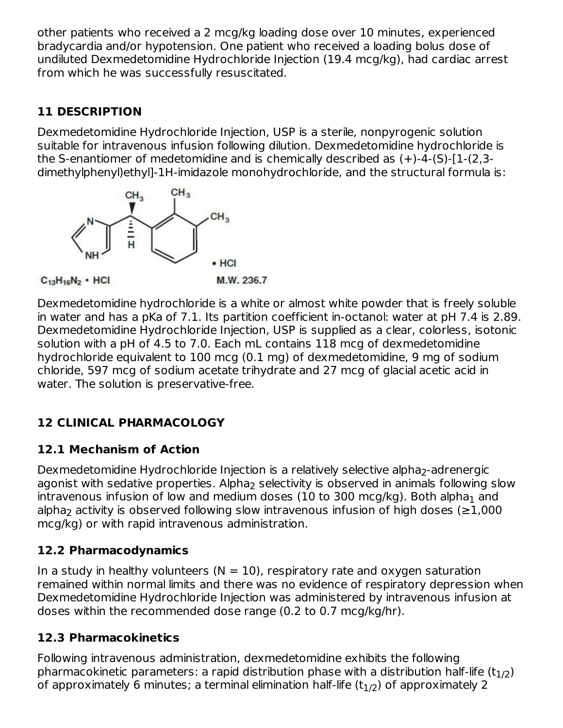other patients who received a 2 mcg/kg loading dose over 10 minutes, experienced bradycardia and/or hypotension. One patient who received a loading bolus dose of undiluted Dexmedetomidine Hydrochloride Injection (19.4 mcg/kg), had cardiac arrest from which he was successfully resuscitated.

## 11 DESCRIPTION

Dexmedetomidine Hydrochloride Injection, USP is a sterile, nonpyrogenic solution suitable for intravenous infusion following dilution. Dexmedetomidine hydrochloride is the S-enantiomer of medetomidine and is chemically described as (+)-4-(S)-[1-(2,3-dimethylphenyl)ethyl]-1H-imidazole monohydrochloride, and the structural formula is:

$C_{13}H_{16}N_2 \cdot HCl$

M.W. 236.7

Dexmedetomidine hydrochloride is a white or almost white powder that is freely soluble in water and has a pKa of 7.1. Its partition coefficient in-octanol: water at pH 7.4 is 2.89. Dexmedetomidine Hydrochloride Injection, USP is supplied as a clear, colorless, isotonic solution with a pH of 4.5 to 7.0. Each mL contains 118 mcg of dexmedetomidine hydrochloride equivalent to 100 mcg (0.1 mg) of dexmedetomidine, 9 mg of sodium chloride, 597 mcg of sodium acetate trihydrate and 27 mcg of glacial acetic acid in water. The solution is preservative-free.

## 12 CLINICAL PHARMACOLOGY

### 12.1 Mechanism of Action

Dexmedetomidine Hydrochloride Injection is a relatively selective $alpha_2$-adrenergic agonist with sedative properties. $Alpha_2$ selectivity is observed in animals following slow intravenous infusion of low and medium doses (10 to 300 mcg/kg). Both $alpha_1$ and $alpha_2$ activity is observed following slow intravenous infusion of high doses (≥1,000 mcg/kg) or with rapid intravenous administration.

### 12.2 Pharmacodynamics

In a study in healthy volunteers (N = 10), respiratory rate and oxygen saturation remained within normal limits and there was no evidence of respiratory depression when Dexmedetomidine Hydrochloride Injection was administered by intravenous infusion at doses within the recommended dose range (0.2 to 0.7 mcg/kg/hr).

### 12.3 Pharmacokinetics

Following intravenous administration, dexmedetomidine exhibits the following pharmacokinetic parameters: a rapid distribution phase with a distribution half-life ($t_{1/2}$) of approximately 6 minutes; a terminal elimination half-life ($t_{1/2}$) of approximately 2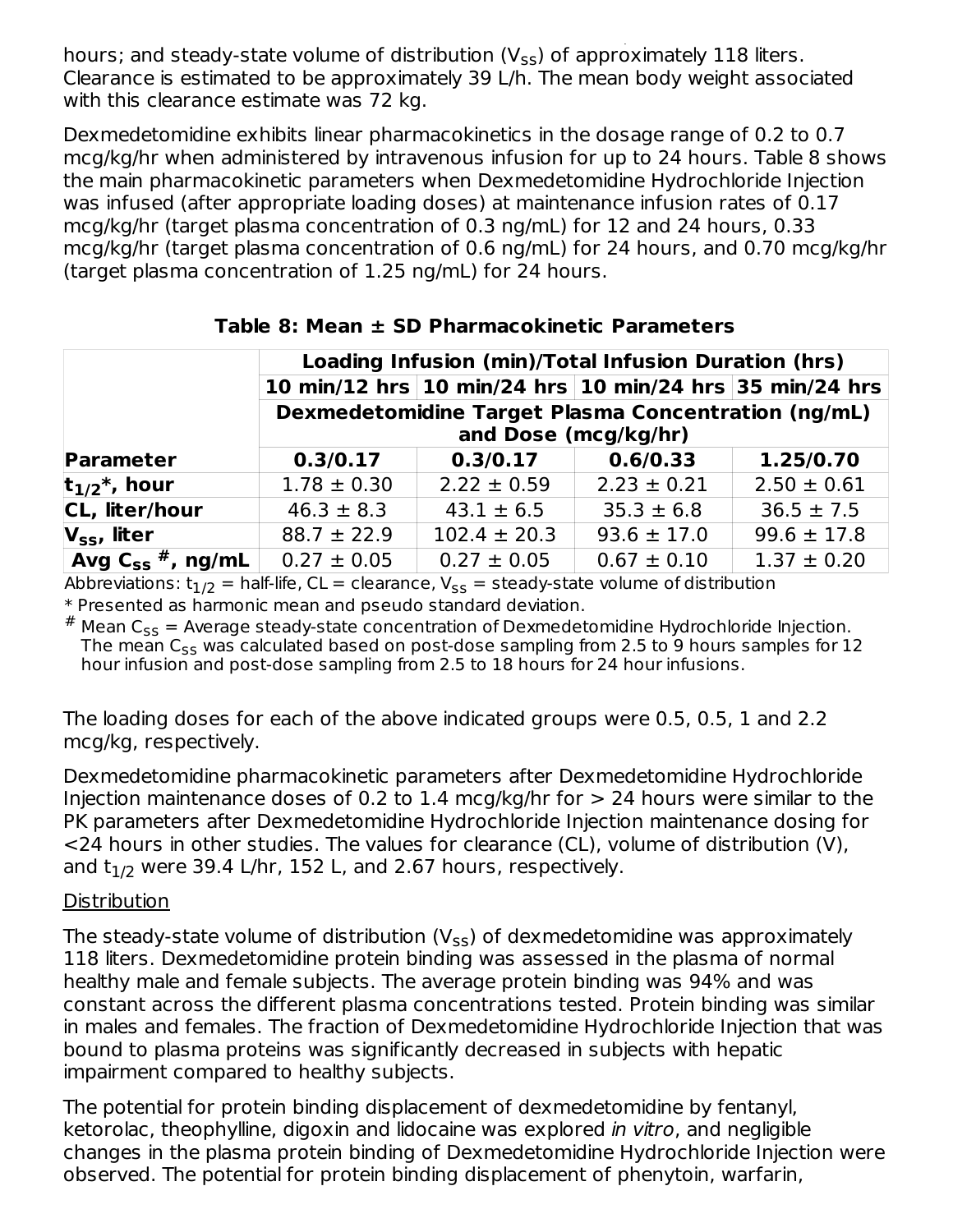hours; and steady-state volume of distribution ($V_{SS}$) of approximately 118 liters. Clearance is estimated to be approximately 39 L/h. The mean body weight associated with this clearance estimate was 72 kg.

Dexmedetomidine exhibits linear pharmacokinetics in the dosage range of 0.2 to 0.7 mcg/kg/hr when administered by intravenous infusion for up to 24 hours. Table 8 shows the main pharmacokinetic parameters when Dexmedetomidine Hydrochloride Injection was infused (after appropriate loading doses) at maintenance infusion rates of 0.17 mcg/kg/hr (target plasma concentration of 0.3 ng/mL) for 12 and 24 hours, 0.33 mcg/kg/hr (target plasma concentration of 0.6 ng/mL) for 24 hours, and 0.70 mcg/kg/hr (target plasma concentration of 1.25 ng/mL) for 24 hours.

**Table 8: Mean ± SD Pharmacokinetic Parameters**

| | Loading Infusion (min)/Total Infusion Duration (hrs) | | | |
|---|---|---|---|---|
| | **10 min/12 hrs** | **10 min/24 hrs** | **10 min/24 hrs** | **35 min/24 hrs** |
| | **Dexmedetomidine Target Plasma Concentration (ng/mL) and Dose (mcg/kg/hr)** | | | |
| **Parameter** | **0.3/0.17** | **0.3/0.17** | **0.6/0.33** | **1.25/0.70** |
| **$t_{1/2}$*, hour** | 1.78 ± 0.30 | 2.22 ± 0.59 | 2.23 ± 0.21 | 2.50 ± 0.61 |
| **CL, liter/hour** | 46.3 ± 8.3 | 43.1 ± 6.5 | 35.3 ± 6.8 | 36.5 ± 7.5 |
| **$V_{SS}$, liter** | 88.7 ± 22.9 | 102.4 ± 20.3 | 93.6 ± 17.0 | 99.6 ± 17.8 |
| **Avg $C_{SS}$ #, ng/mL** | 0.27 ± 0.05 | 0.27 ± 0.05 | 0.67 ± 0.10 | 1.37 ± 0.20 |

Abbreviations: $t_{1/2}$ = half-life, CL = clearance, $V_{SS}$ = steady-state volume of distribution

\* Presented as harmonic mean and pseudo standard deviation.

\# Mean $C_{SS}$ = Average steady-state concentration of Dexmedetomidine Hydrochloride Injection. The mean $C_{SS}$ was calculated based on post-dose sampling from 2.5 to 9 hours samples for 12 hour infusion and post-dose sampling from 2.5 to 18 hours for 24 hour infusions.

The loading doses for each of the above indicated groups were 0.5, 0.5, 1 and 2.2 mcg/kg, respectively.

Dexmedetomidine pharmacokinetic parameters after Dexmedetomidine Hydrochloride Injection maintenance doses of 0.2 to 1.4 mcg/kg/hr for > 24 hours were similar to the PK parameters after Dexmedetomidine Hydrochloride Injection maintenance dosing for <24 hours in other studies. The values for clearance (CL), volume of distribution (V), and $t_{1/2}$ were 39.4 L/hr, 152 L, and 2.67 hours, respectively.

Distribution

The steady-state volume of distribution ($V_{SS}$) of dexmedetomidine was approximately 118 liters. Dexmedetomidine protein binding was assessed in the plasma of normal healthy male and female subjects. The average protein binding was 94% and was constant across the different plasma concentrations tested. Protein binding was similar in males and females. The fraction of Dexmedetomidine Hydrochloride Injection that was bound to plasma proteins was significantly decreased in subjects with hepatic impairment compared to healthy subjects.

The potential for protein binding displacement of dexmedetomidine by fentanyl, ketorolac, theophylline, digoxin and lidocaine was explored *in vitro*, and negligible changes in the plasma protein binding of Dexmedetomidine Hydrochloride Injection were observed. The potential for protein binding displacement of phenytoin, warfarin,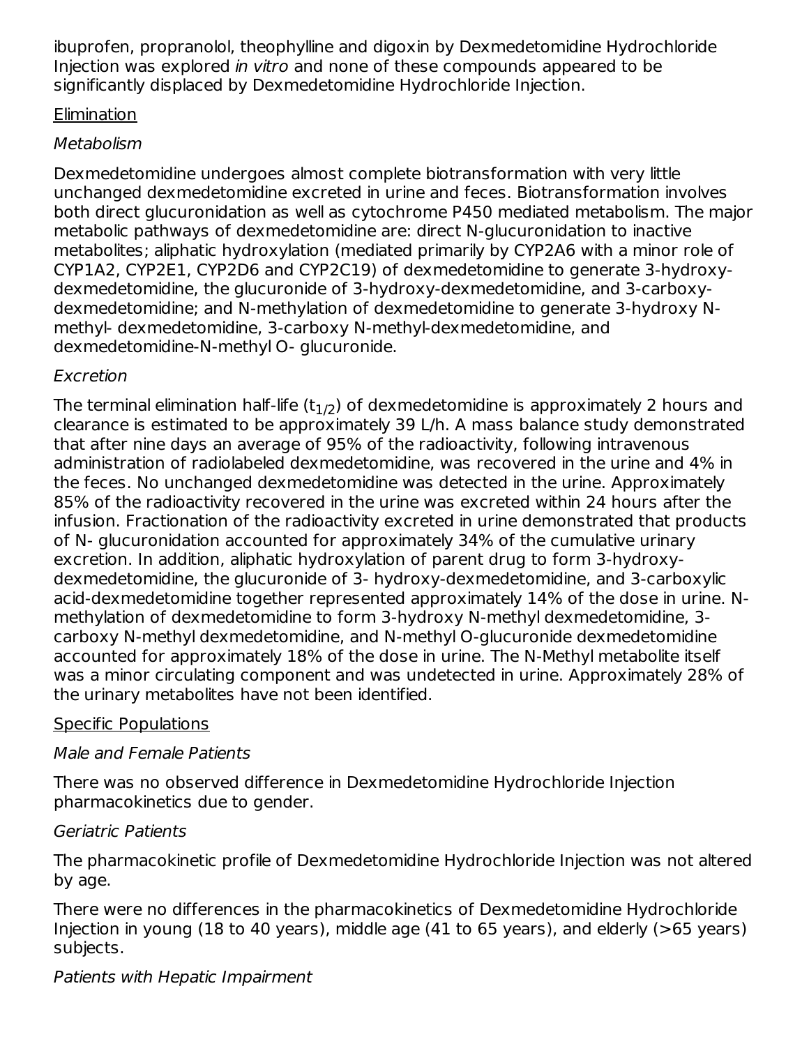ibuprofen, propranolol, theophylline and digoxin by Dexmedetomidine Hydrochloride Injection was explored *in vitro* and none of these compounds appeared to be significantly displaced by Dexmedetomidine Hydrochloride Injection.

Elimination

*Metabolism*

Dexmedetomidine undergoes almost complete biotransformation with very little unchanged dexmedetomidine excreted in urine and feces. Biotransformation involves both direct glucuronidation as well as cytochrome P450 mediated metabolism. The major metabolic pathways of dexmedetomidine are: direct N-glucuronidation to inactive metabolites; aliphatic hydroxylation (mediated primarily by CYP2A6 with a minor role of CYP1A2, CYP2E1, CYP2D6 and CYP2C19) of dexmedetomidine to generate 3-hydroxy-dexmedetomidine, the glucuronide of 3-hydroxy-dexmedetomidine, and 3-carboxy-dexmedetomidine; and N-methylation of dexmedetomidine to generate 3-hydroxy N-methyl- dexmedetomidine, 3-carboxy N-methyl-dexmedetomidine, and dexmedetomidine-N-methyl O- glucuronide.

*Excretion*

The terminal elimination half-life ($t_{1/2}$) of dexmedetomidine is approximately 2 hours and clearance is estimated to be approximately 39 L/h. A mass balance study demonstrated that after nine days an average of 95% of the radioactivity, following intravenous administration of radiolabeled dexmedetomidine, was recovered in the urine and 4% in the feces. No unchanged dexmedetomidine was detected in the urine. Approximately 85% of the radioactivity recovered in the urine was excreted within 24 hours after the infusion. Fractionation of the radioactivity excreted in urine demonstrated that products of N- glucuronidation accounted for approximately 34% of the cumulative urinary excretion. In addition, aliphatic hydroxylation of parent drug to form 3-hydroxy-dexmedetomidine, the glucuronide of 3- hydroxy-dexmedetomidine, and 3-carboxylic acid-dexmedetomidine together represented approximately 14% of the dose in urine. N-methylation of dexmedetomidine to form 3-hydroxy N-methyl dexmedetomidine, 3-carboxy N-methyl dexmedetomidine, and N-methyl O-glucuronide dexmedetomidine accounted for approximately 18% of the dose in urine. The N-Methyl metabolite itself was a minor circulating component and was undetected in urine. Approximately 28% of the urinary metabolites have not been identified.

Specific Populations

*Male and Female Patients*

There was no observed difference in Dexmedetomidine Hydrochloride Injection pharmacokinetics due to gender.

*Geriatric Patients*

The pharmacokinetic profile of Dexmedetomidine Hydrochloride Injection was not altered by age.

There were no differences in the pharmacokinetics of Dexmedetomidine Hydrochloride Injection in young (18 to 40 years), middle age (41 to 65 years), and elderly (>65 years) subjects.

*Patients with Hepatic Impairment*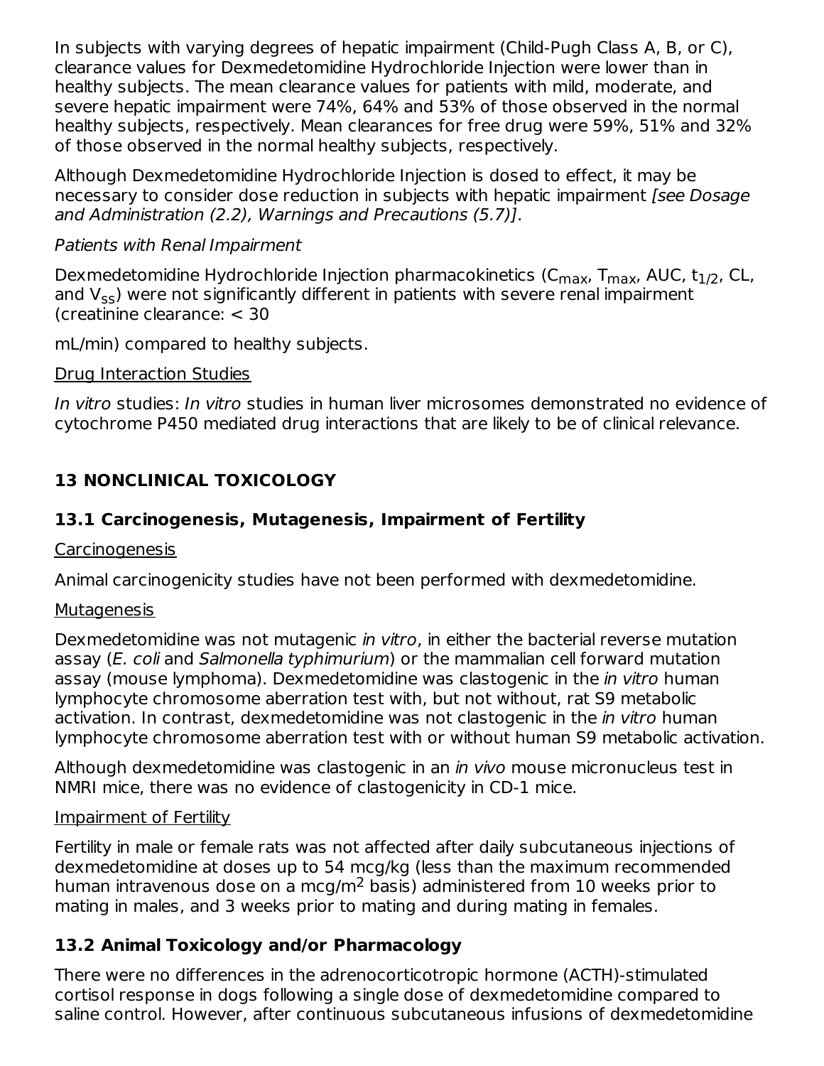In subjects with varying degrees of hepatic impairment (Child-Pugh Class A, B, or C), clearance values for Dexmedetomidine Hydrochloride Injection were lower than in healthy subjects. The mean clearance values for patients with mild, moderate, and severe hepatic impairment were 74%, 64% and 53% of those observed in the normal healthy subjects, respectively. Mean clearances for free drug were 59%, 51% and 32% of those observed in the normal healthy subjects, respectively.

Although Dexmedetomidine Hydrochloride Injection is dosed to effect, it may be necessary to consider dose reduction in subjects with hepatic impairment *[see Dosage and Administration (2.2), Warnings and Precautions (5.7)]*.

*Patients with Renal Impairment*

Dexmedetomidine Hydrochloride Injection pharmacokinetics ($C_{max}$, $T_{max}$, AUC, $t_{1/2}$, CL, and $V_{ss}$) were not significantly different in patients with severe renal impairment (creatinine clearance: < 30

mL/min) compared to healthy subjects.

<u>Drug Interaction Studies</u>

*In vitro* studies: *In vitro* studies in human liver microsomes demonstrated no evidence of cytochrome P450 mediated drug interactions that are likely to be of clinical relevance.

## 13 NONCLINICAL TOXICOLOGY

### 13.1 Carcinogenesis, Mutagenesis, Impairment of Fertility

<u>Carcinogenesis</u>

Animal carcinogenicity studies have not been performed with dexmedetomidine.

<u>Mutagenesis</u>

Dexmedetomidine was not mutagenic *in vitro*, in either the bacterial reverse mutation assay (*E. coli* and *Salmonella typhimurium*) or the mammalian cell forward mutation assay (mouse lymphoma). Dexmedetomidine was clastogenic in the *in vitro* human lymphocyte chromosome aberration test with, but not without, rat S9 metabolic activation. In contrast, dexmedetomidine was not clastogenic in the *in vitro* human lymphocyte chromosome aberration test with or without human S9 metabolic activation.

Although dexmedetomidine was clastogenic in an *in vivo* mouse micronucleus test in NMRI mice, there was no evidence of clastogenicity in CD-1 mice.

<u>Impairment of Fertility</u>

Fertility in male or female rats was not affected after daily subcutaneous injections of dexmedetomidine at doses up to 54 mcg/kg (less than the maximum recommended human intravenous dose on a mcg/$m^2$ basis) administered from 10 weeks prior to mating in males, and 3 weeks prior to mating and during mating in females.

### 13.2 Animal Toxicology and/or Pharmacology

There were no differences in the adrenocorticotropic hormone (ACTH)-stimulated cortisol response in dogs following a single dose of dexmedetomidine compared to saline control. However, after continuous subcutaneous infusions of dexmedetomidine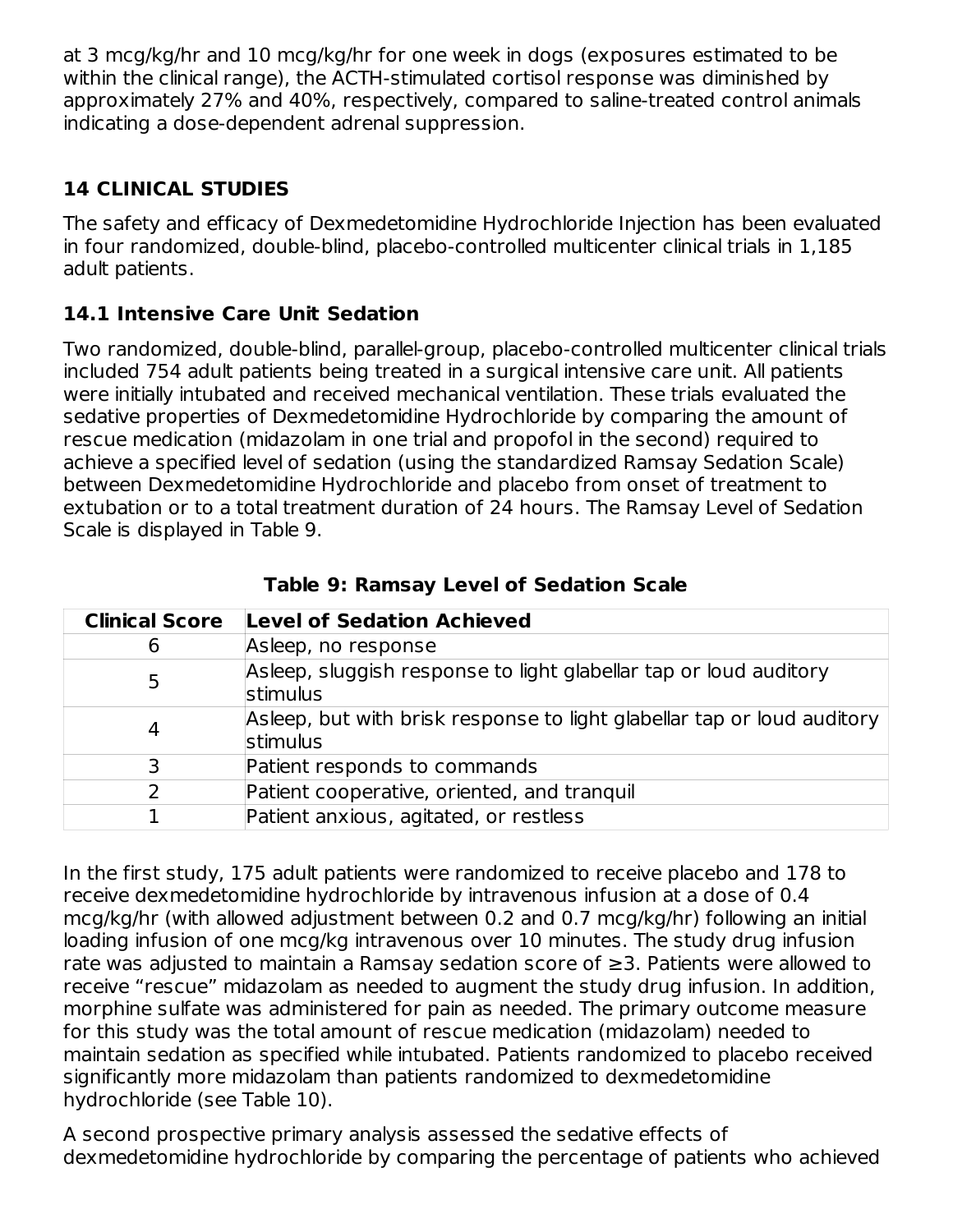at 3 mcg/kg/hr and 10 mcg/kg/hr for one week in dogs (exposures estimated to be within the clinical range), the ACTH-stimulated cortisol response was diminished by approximately 27% and 40%, respectively, compared to saline-treated control animals indicating a dose-dependent adrenal suppression.

## 14 CLINICAL STUDIES

The safety and efficacy of Dexmedetomidine Hydrochloride Injection has been evaluated in four randomized, double-blind, placebo-controlled multicenter clinical trials in 1,185 adult patients.

### 14.1 Intensive Care Unit Sedation

Two randomized, double-blind, parallel-group, placebo-controlled multicenter clinical trials included 754 adult patients being treated in a surgical intensive care unit. All patients were initially intubated and received mechanical ventilation. These trials evaluated the sedative properties of Dexmedetomidine Hydrochloride by comparing the amount of rescue medication (midazolam in one trial and propofol in the second) required to achieve a specified level of sedation (using the standardized Ramsay Sedation Scale) between Dexmedetomidine Hydrochloride and placebo from onset of treatment to extubation or to a total treatment duration of 24 hours. The Ramsay Level of Sedation Scale is displayed in Table 9.

**Table 9: Ramsay Level of Sedation Scale**

| Clinical Score | Level of Sedation Achieved |
|---|---|
| 6 | Asleep, no response |
| 5 | Asleep, sluggish response to light glabellar tap or loud auditory stimulus |
| 4 | Asleep, but with brisk response to light glabellar tap or loud auditory stimulus |
| 3 | Patient responds to commands |
| 2 | Patient cooperative, oriented, and tranquil |
| 1 | Patient anxious, agitated, or restless |

In the first study, 175 adult patients were randomized to receive placebo and 178 to receive dexmedetomidine hydrochloride by intravenous infusion at a dose of 0.4 mcg/kg/hr (with allowed adjustment between 0.2 and 0.7 mcg/kg/hr) following an initial loading infusion of one mcg/kg intravenous over 10 minutes. The study drug infusion rate was adjusted to maintain a Ramsay sedation score of ≥3. Patients were allowed to receive "rescue" midazolam as needed to augment the study drug infusion. In addition, morphine sulfate was administered for pain as needed. The primary outcome measure for this study was the total amount of rescue medication (midazolam) needed to maintain sedation as specified while intubated. Patients randomized to placebo received significantly more midazolam than patients randomized to dexmedetomidine hydrochloride (see Table 10).

A second prospective primary analysis assessed the sedative effects of dexmedetomidine hydrochloride by comparing the percentage of patients who achieved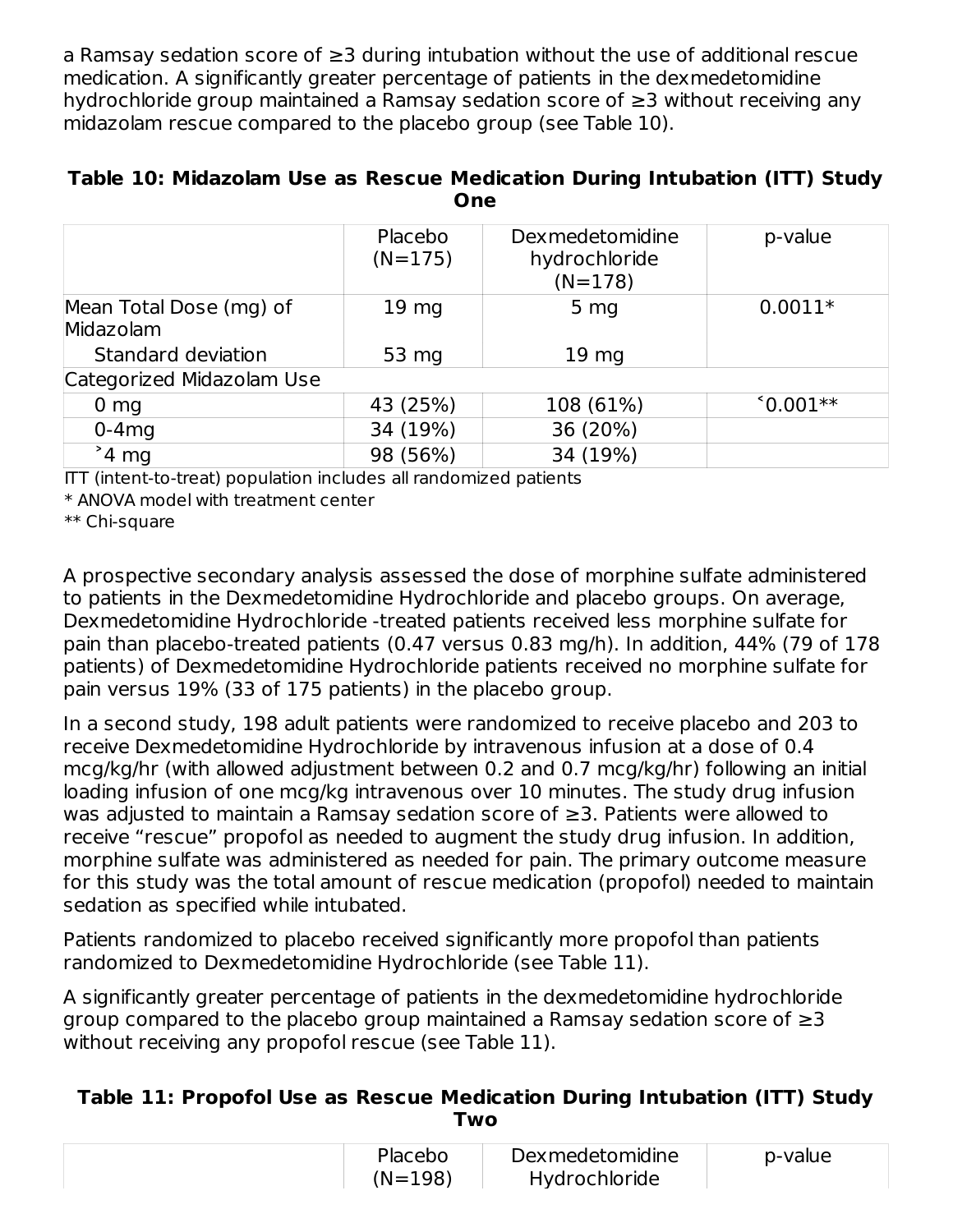a Ramsay sedation score of ≥3 during intubation without the use of additional rescue medication. A significantly greater percentage of patients in the dexmedetomidine hydrochloride group maintained a Ramsay sedation score of ≥3 without receiving any midazolam rescue compared to the placebo group (see Table 10).

**Table 10: Midazolam Use as Rescue Medication During Intubation (ITT) Study One**

| | Placebo (N=175) | Dexmedetomidine hydrochloride (N=178) | p-value |
|---|---|---|---|
| Mean Total Dose (mg) of Midazolam | 19 mg | 5 mg | 0.0011* |
| Standard deviation | 53 mg | 19 mg | |
| Categorized Midazolam Use | | | |
| 0 mg | 43 (25%) | 108 (61%) | ˂0.001** |
| 0-4mg | 34 (19%) | 36 (20%) | |
| ˃4 mg | 98 (56%) | 34 (19%) | |

ITT (intent-to-treat) population includes all randomized patients

* ANOVA model with treatment center

** Chi-square

A prospective secondary analysis assessed the dose of morphine sulfate administered to patients in the Dexmedetomidine Hydrochloride and placebo groups. On average, Dexmedetomidine Hydrochloride -treated patients received less morphine sulfate for pain than placebo-treated patients (0.47 versus 0.83 mg/h). In addition, 44% (79 of 178 patients) of Dexmedetomidine Hydrochloride patients received no morphine sulfate for pain versus 19% (33 of 175 patients) in the placebo group.

In a second study, 198 adult patients were randomized to receive placebo and 203 to receive Dexmedetomidine Hydrochloride by intravenous infusion at a dose of 0.4 mcg/kg/hr (with allowed adjustment between 0.2 and 0.7 mcg/kg/hr) following an initial loading infusion of one mcg/kg intravenous over 10 minutes. The study drug infusion was adjusted to maintain a Ramsay sedation score of ≥3. Patients were allowed to receive "rescue" propofol as needed to augment the study drug infusion. In addition, morphine sulfate was administered as needed for pain. The primary outcome measure for this study was the total amount of rescue medication (propofol) needed to maintain sedation as specified while intubated.

Patients randomized to placebo received significantly more propofol than patients randomized to Dexmedetomidine Hydrochloride (see Table 11).

A significantly greater percentage of patients in the dexmedetomidine hydrochloride group compared to the placebo group maintained a Ramsay sedation score of ≥3 without receiving any propofol rescue (see Table 11).

**Table 11: Propofol Use as Rescue Medication During Intubation (ITT) Study Two**

| | Placebo (N=198) | Dexmedetomidine Hydrochloride | p-value |
|---|---|---|---|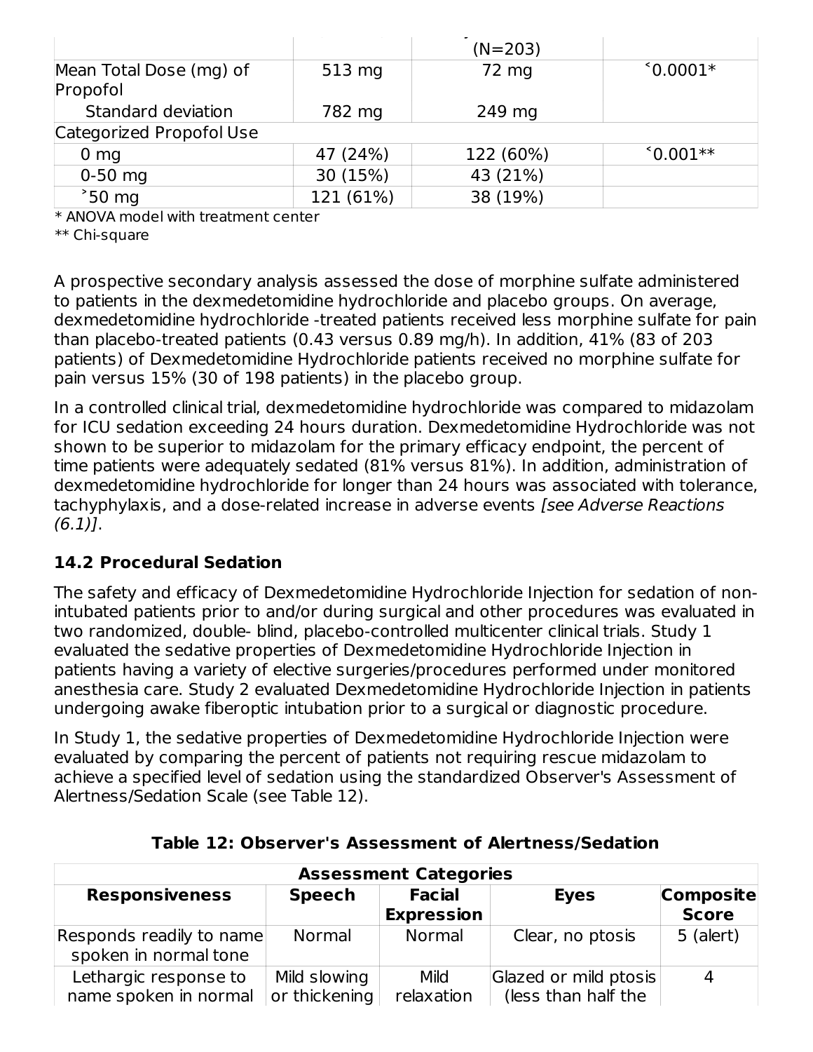| | | (N=203) | |
|---|---|---|---|
| Mean Total Dose (mg) of Propofol | 513 mg | 72 mg | ˂0.0001* |
| Standard deviation | 782 mg | 249 mg | |
| Categorized Propofol Use | | | |
| 0 mg | 47 (24%) | 122 (60%) | ˂0.001** |
| 0-50 mg | 30 (15%) | 43 (21%) | |
| ˃50 mg | 121 (61%) | 38 (19%) | |

\* ANOVA model with treatment center

** Chi-square

A prospective secondary analysis assessed the dose of morphine sulfate administered to patients in the dexmedetomidine hydrochloride and placebo groups. On average, dexmedetomidine hydrochloride -treated patients received less morphine sulfate for pain than placebo-treated patients (0.43 versus 0.89 mg/h). In addition, 41% (83 of 203 patients) of Dexmedetomidine Hydrochloride patients received no morphine sulfate for pain versus 15% (30 of 198 patients) in the placebo group.

In a controlled clinical trial, dexmedetomidine hydrochloride was compared to midazolam for ICU sedation exceeding 24 hours duration. Dexmedetomidine Hydrochloride was not shown to be superior to midazolam for the primary efficacy endpoint, the percent of time patients were adequately sedated (81% versus 81%). In addition, administration of dexmedetomidine hydrochloride for longer than 24 hours was associated with tolerance, tachyphylaxis, and a dose-related increase in adverse events *[see Adverse Reactions (6.1)]*.

## 14.2 Procedural Sedation

The safety and efficacy of Dexmedetomidine Hydrochloride Injection for sedation of non-intubated patients prior to and/or during surgical and other procedures was evaluated in two randomized, double- blind, placebo-controlled multicenter clinical trials. Study 1 evaluated the sedative properties of Dexmedetomidine Hydrochloride Injection in patients having a variety of elective surgeries/procedures performed under monitored anesthesia care. Study 2 evaluated Dexmedetomidine Hydrochloride Injection in patients undergoing awake fiberoptic intubation prior to a surgical or diagnostic procedure.

In Study 1, the sedative properties of Dexmedetomidine Hydrochloride Injection were evaluated by comparing the percent of patients not requiring rescue midazolam to achieve a specified level of sedation using the standardized Observer's Assessment of Alertness/Sedation Scale (see Table 12).

**Table 12: Observer's Assessment of Alertness/Sedation**

| Assessment Categories | | | | |
|---|---|---|---|---|
| **Responsiveness** | **Speech** | **Facial Expression** | **Eyes** | **Composite Score** |
| Responds readily to name spoken in normal tone | Normal | Normal | Clear, no ptosis | 5 (alert) |
| Lethargic response to name spoken in normal | Mild slowing or thickening | Mild relaxation | Glazed or mild ptosis (less than half the | 4 |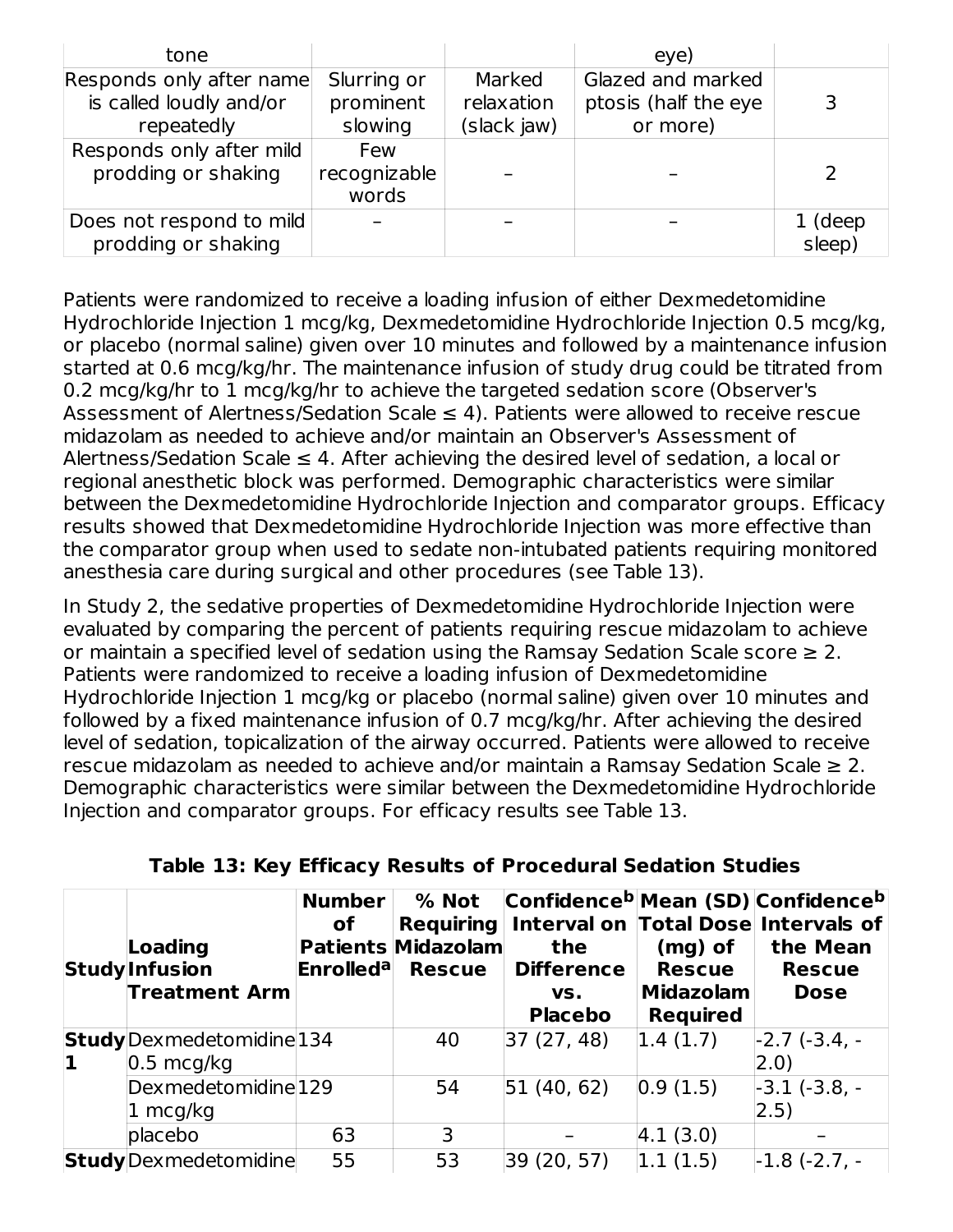| | | | | |
|---|---|---|---|---|
| tone | | | eye) | |
| Responds only after name is called loudly and/or repeatedly | Slurring or prominent slowing | Marked relaxation (slack jaw) | Glazed and marked ptosis (half the eye or more) | 3 |
| Responds only after mild prodding or shaking | Few recognizable words | – | – | 2 |
| Does not respond to mild prodding or shaking | – | – | – | 1 (deep sleep) |

Patients were randomized to receive a loading infusion of either Dexmedetomidine Hydrochloride Injection 1 mcg/kg, Dexmedetomidine Hydrochloride Injection 0.5 mcg/kg, or placebo (normal saline) given over 10 minutes and followed by a maintenance infusion started at 0.6 mcg/kg/hr. The maintenance infusion of study drug could be titrated from 0.2 mcg/kg/hr to 1 mcg/kg/hr to achieve the targeted sedation score (Observer's Assessment of Alertness/Sedation Scale ≤ 4). Patients were allowed to receive rescue midazolam as needed to achieve and/or maintain an Observer's Assessment of Alertness/Sedation Scale ≤ 4. After achieving the desired level of sedation, a local or regional anesthetic block was performed. Demographic characteristics were similar between the Dexmedetomidine Hydrochloride Injection and comparator groups. Efficacy results showed that Dexmedetomidine Hydrochloride Injection was more effective than the comparator group when used to sedate non-intubated patients requiring monitored anesthesia care during surgical and other procedures (see Table 13).

In Study 2, the sedative properties of Dexmedetomidine Hydrochloride Injection were evaluated by comparing the percent of patients requiring rescue midazolam to achieve or maintain a specified level of sedation using the Ramsay Sedation Scale score ≥ 2. Patients were randomized to receive a loading infusion of Dexmedetomidine Hydrochloride Injection 1 mcg/kg or placebo (normal saline) given over 10 minutes and followed by a fixed maintenance infusion of 0.7 mcg/kg/hr. After achieving the desired level of sedation, topicalization of the airway occurred. Patients were allowed to receive rescue midazolam as needed to achieve and/or maintain a Ramsay Sedation Scale ≥ 2. Demographic characteristics were similar between the Dexmedetomidine Hydrochloride Injection and comparator groups. For efficacy results see Table 13.

**Table 13: Key Efficacy Results of Procedural Sedation Studies**

| Study | Loading Infusion Treatment Arm | Number of Patients Enrolled[a] | % Not Requiring Midazolam Rescue | Confidence[b] Interval on the Difference vs. Placebo | Mean (SD) Total Dose (mg) of Rescue Midazolam Required | Confidence[b] Intervals of the Mean Rescue Dose |
|---|---|---|---|---|---|---|
| **Study 1** | Dexmedetomidine 0.5 mcg/kg | 134 | 40 | 37 (27, 48) | 1.4 (1.7) | -2.7 (-3.4, -2.0) |
| | Dexmedetomidine 1 mcg/kg | 129 | 54 | 51 (40, 62) | 0.9 (1.5) | -3.1 (-3.8, -2.5) |
| | placebo | 63 | 3 | – | 4.1 (3.0) | – |
| **Study** | Dexmedetomidine | 55 | 53 | 39 (20, 57) | 1.1 (1.5) | -1.8 (-2.7, - |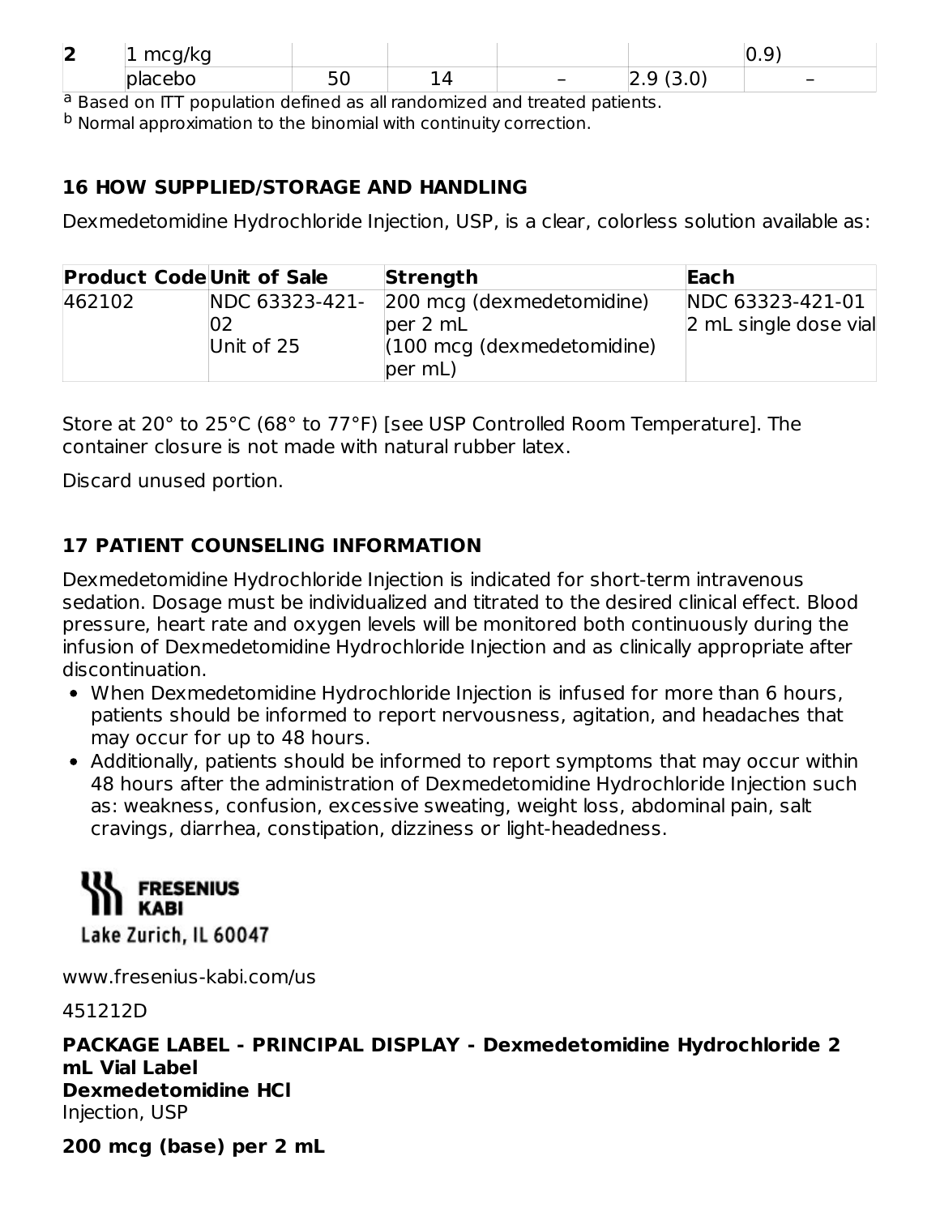| 2 | 1 mcg/kg | | | | | 0.9) |
|---|---|---|---|---|---|---|
| | placebo | 50 | 14 | – | 2.9 (3.0) | – |

[a] Based on ITT population defined as all randomized and treated patients.

[b] Normal approximation to the binomial with continuity correction.

## 16 HOW SUPPLIED/STORAGE AND HANDLING

Dexmedetomidine Hydrochloride Injection, USP, is a clear, colorless solution available as:

| Product Code | Unit of Sale | Strength | Each |
|---|---|---|---|
| 462102 | NDC 63323-421-02 Unit of 25 | 200 mcg (dexmedetomidine) per 2 mL (100 mcg (dexmedetomidine) per mL) | NDC 63323-421-01 2 mL single dose vial |

Store at 20° to 25°C (68° to 77°F) [see USP Controlled Room Temperature]. The container closure is not made with natural rubber latex.

Discard unused portion.

## 17 PATIENT COUNSELING INFORMATION

Dexmedetomidine Hydrochloride Injection is indicated for short-term intravenous sedation. Dosage must be individualized and titrated to the desired clinical effect. Blood pressure, heart rate and oxygen levels will be monitored both continuously during the infusion of Dexmedetomidine Hydrochloride Injection and as clinically appropriate after discontinuation.

- When Dexmedetomidine Hydrochloride Injection is infused for more than 6 hours, patients should be informed to report nervousness, agitation, and headaches that may occur for up to 48 hours.
- Additionally, patients should be informed to report symptoms that may occur within 48 hours after the administration of Dexmedetomidine Hydrochloride Injection such as: weakness, confusion, excessive sweating, weight loss, abdominal pain, salt cravings, diarrhea, constipation, dizziness or light-headedness.

FRESENIUS KABI

Lake Zurich, IL 60047

www.fresenius-kabi.com/us

451212D

**PACKAGE LABEL - PRINCIPAL DISPLAY - Dexmedetomidine Hydrochloride 2 mL Vial Label**
**Dexmedetomidine HCl**
Injection, USP

**200 mcg (base) per 2 mL**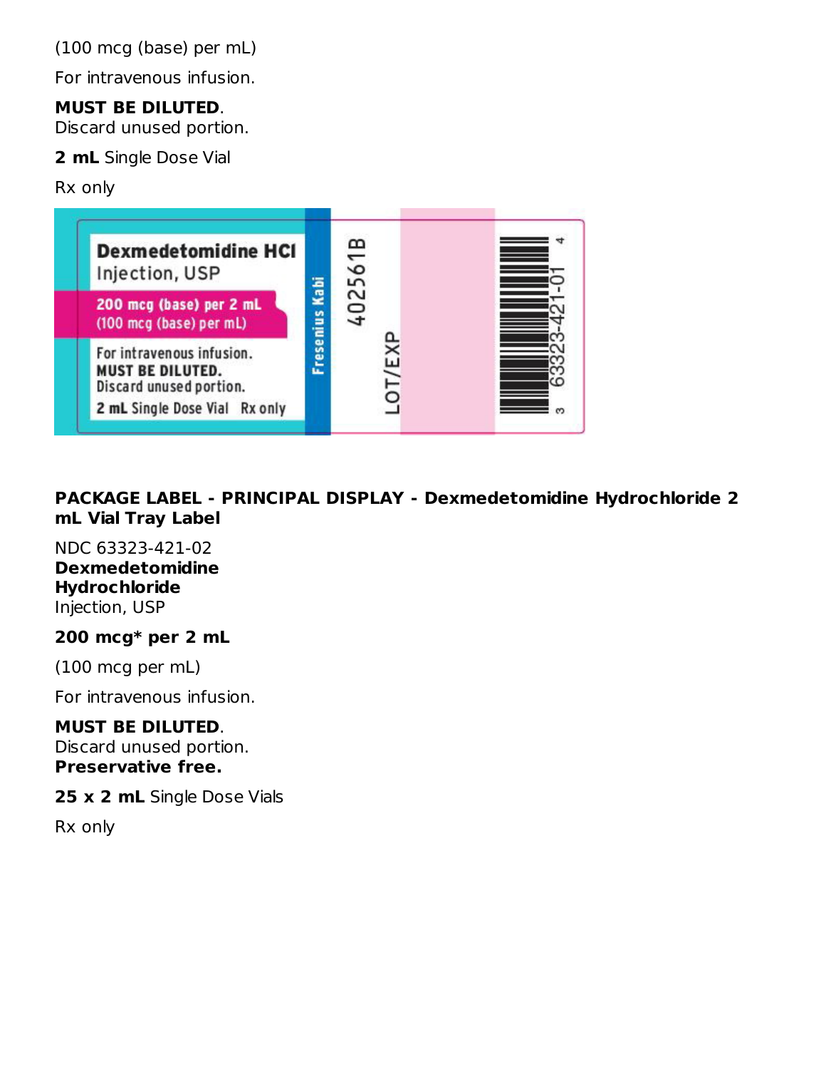(100 mcg (base) per mL)

For intravenous infusion.

**MUST BE DILUTED**.
Discard unused portion.

**2 mL** Single Dose Vial

Rx only

Dexmedetomidine HCl
Injection, USP

200 mcg (base) per 2 mL
(100 mcg (base) per mL)

For intravenous infusion.
MUST BE DILUTED.
Discard unused portion.
2 mL Single Dose Vial Rx only

Fresenius Kabi

402561B

LOT/EXP

3 63323-421-01 4

**PACKAGE LABEL - PRINCIPAL DISPLAY - Dexmedetomidine Hydrochloride 2 mL Vial Tray Label**

NDC 63323-421-02
**Dexmedetomidine Hydrochloride**
Injection, USP

**200 mcg* per 2 mL**

(100 mcg per mL)

For intravenous infusion.

**MUST BE DILUTED**.
Discard unused portion.
**Preservative free.**

**25 x 2 mL** Single Dose Vials

Rx only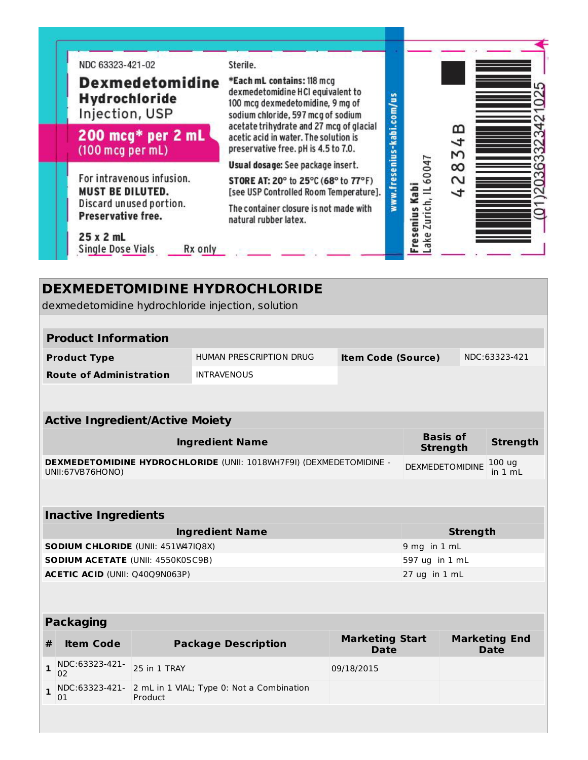NDC 63323-421-02

**Dexmedetomidine Hydrochloride** Injection, USP

**200 mcg* per 2 mL**
(100 mcg per mL)

For intravenous infusion.
**MUST BE DILUTED.**
Discard unused portion.
**Preservative free.**

**25 x 2 mL**
Single Dose Vials Rx only

Sterile.

***Each mL contains:** 118 mcg dexmedetomidine HCl equivalent to 100 mcg dexmedetomidine, 9 mg of sodium chloride, 597 mcg of sodium acetate trihydrate and 27 mcg of glacial acetic acid in water. The solution is preservative free. pH is 4.5 to 7.0.

**Usual dosage:** See package insert.

**STORE AT: 20° to 25°C (68° to 77°F)** [see USP Controlled Room Temperature].

The container closure is not made with natural rubber latex.

www.fresenius-kabi.com/us

Fresenius Kabi
Lake Zurich, IL 60047

428348

(01)20363323421025

# DEXMEDETOMIDINE HYDROCHLORIDE

dexmedetomidine hydrochloride injection, solution

| **Product Information** | | | |
|---|---|---|---|
| **Product Type** | HUMAN PRESCRIPTION DRUG | **Item Code (Source)** | NDC:63323-421 |
| **Route of Administration** | INTRAVENOUS | | |

| **Active Ingredient/Active Moiety** | | |
|---|---|---|
| **Ingredient Name** | **Basis of Strength** | **Strength** |
| **DEXMEDETOMIDINE HYDROCHLORIDE** (UNII: 1018WH7F9I) (DEXMEDETOMIDINE - UNII:67VB76HONO) | DEXMEDETOMIDINE | 100 ug in 1 mL |

| **Inactive Ingredients** | |
|---|---|
| **Ingredient Name** | **Strength** |
| **SODIUM CHLORIDE** (UNII: 451W47IQ8X) | 9 mg in 1 mL |
| **SODIUM ACETATE** (UNII: 4550K0SC9B) | 597 ug in 1 mL |
| **ACETIC ACID** (UNII: Q40Q9N063P) | 27 ug in 1 mL |

| **Packaging** | | | | |
|---|---|---|---|---|
| **#** | **Item Code** | **Package Description** | **Marketing Start Date** | **Marketing End Date** |
| **1** | NDC:63323-421-02 | 25 in 1 TRAY | 09/18/2015 | |
| **1** | NDC:63323-421-01 | 2 mL in 1 VIAL; Type 0: Not a Combination Product | | |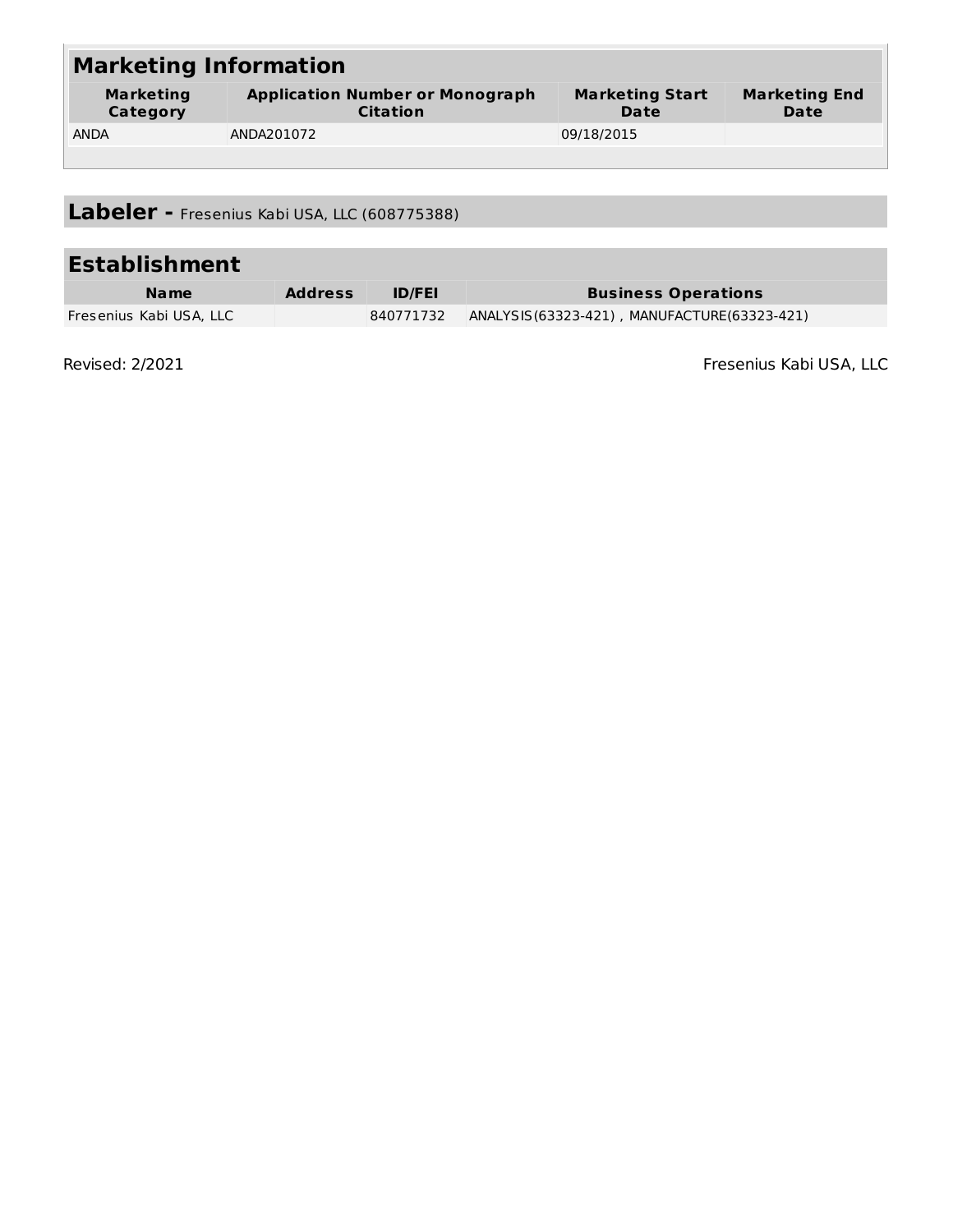## Marketing Information

| Marketing Category | Application Number or Monograph Citation | Marketing Start Date | Marketing End Date |
|---|---|---|---|
| ANDA | ANDA201072 | 09/18/2015 | |

## Labeler - Fresenius Kabi USA, LLC (608775388)

## Establishment

| Name | Address | ID/FEI | Business Operations |
|---|---|---|---|
| Fresenius Kabi USA, LLC | | 840771732 | ANALYSIS(63323-421) , MANUFACTURE(63323-421) |

Revised: 2/2021

Fresenius Kabi USA, LLC